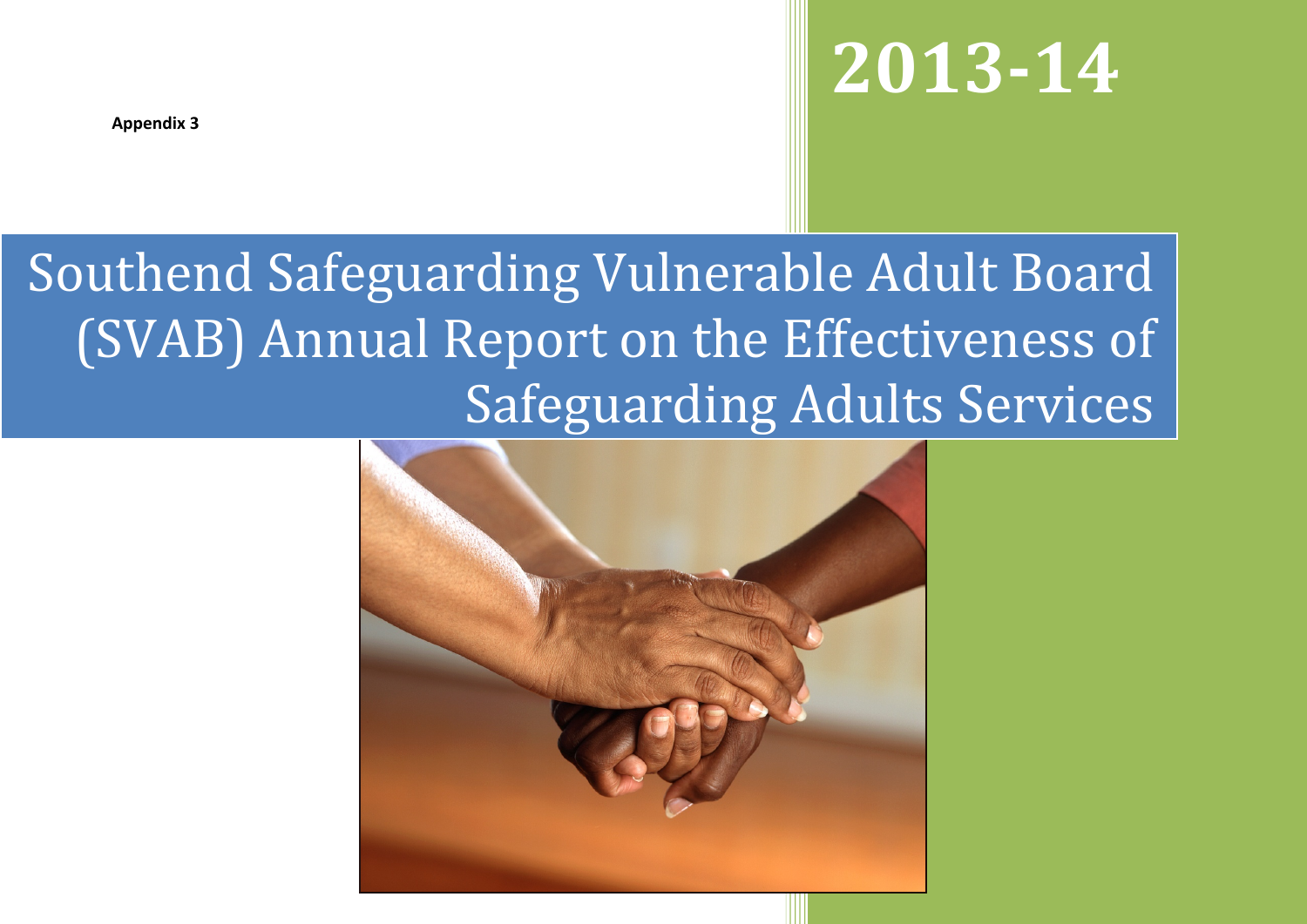Appendix 3

# 2013-14

# Southend Safeguarding Vulnerable Adult Board (SVAB) Annual Report on the Effectiveness of Safeguarding Adults Services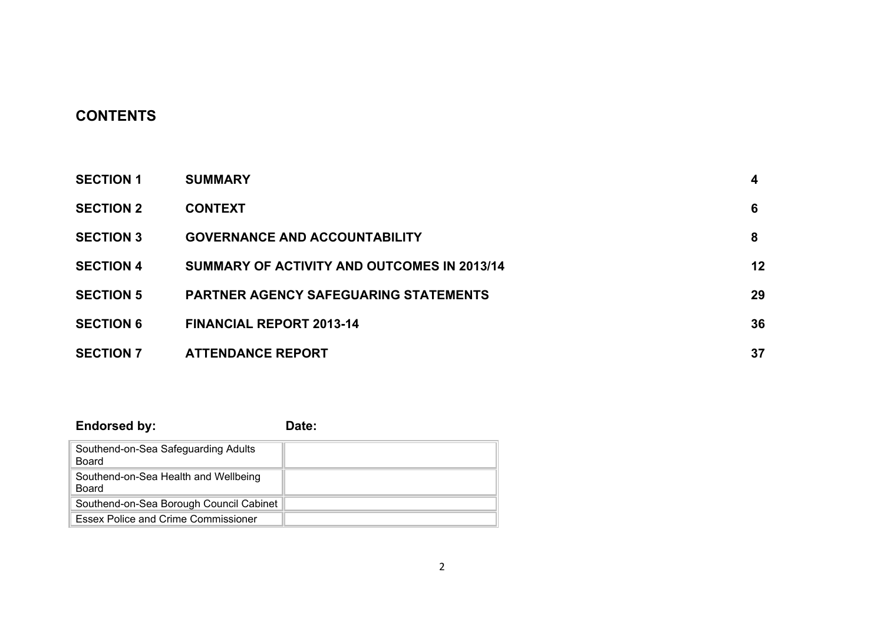## CONTENTS

| | | |
|---|---|---|
| **SECTION 1** | **SUMMARY** | **4** |
| **SECTION 2** | **CONTEXT** | **6** |
| **SECTION 3** | **GOVERNANCE AND ACCOUNTABILITY** | **8** |
| **SECTION 4** | **SUMMARY OF ACTIVITY AND OUTCOMES IN 2013/14** | **12** |
| **SECTION 5** | **PARTNER AGENCY SAFEGUARING STATEMENTS** | **29** |
| **SECTION 6** | **FINANCIAL REPORT 2013-14** | **36** |
| **SECTION 7** | **ATTENDANCE REPORT** | **37** |

| **Endorsed by:** | **Date:** |
|---|---|
| Southend-on-Sea Safeguarding Adults Board | |
| Southend-on-Sea Health and Wellbeing Board | |
| Southend-on-Sea Borough Council Cabinet | |
| Essex Police and Crime Commissioner | |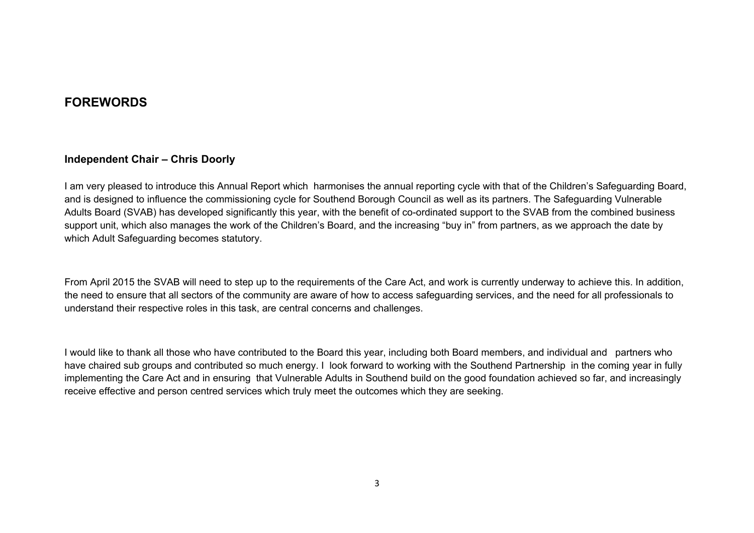# FOREWORDS

## Independent Chair – Chris Doorly

I am very pleased to introduce this Annual Report which harmonises the annual reporting cycle with that of the Children's Safeguarding Board, and is designed to influence the commissioning cycle for Southend Borough Council as well as its partners. The Safeguarding Vulnerable Adults Board (SVAB) has developed significantly this year, with the benefit of co-ordinated support to the SVAB from the combined business support unit, which also manages the work of the Children's Board, and the increasing "buy in" from partners, as we approach the date by which Adult Safeguarding becomes statutory.

From April 2015 the SVAB will need to step up to the requirements of the Care Act, and work is currently underway to achieve this. In addition, the need to ensure that all sectors of the community are aware of how to access safeguarding services, and the need for all professionals to understand their respective roles in this task, are central concerns and challenges.

I would like to thank all those who have contributed to the Board this year, including both Board members, and individual and partners who have chaired sub groups and contributed so much energy. I look forward to working with the Southend Partnership in the coming year in fully implementing the Care Act and in ensuring that Vulnerable Adults in Southend build on the good foundation achieved so far, and increasingly receive effective and person centred services which truly meet the outcomes which they are seeking.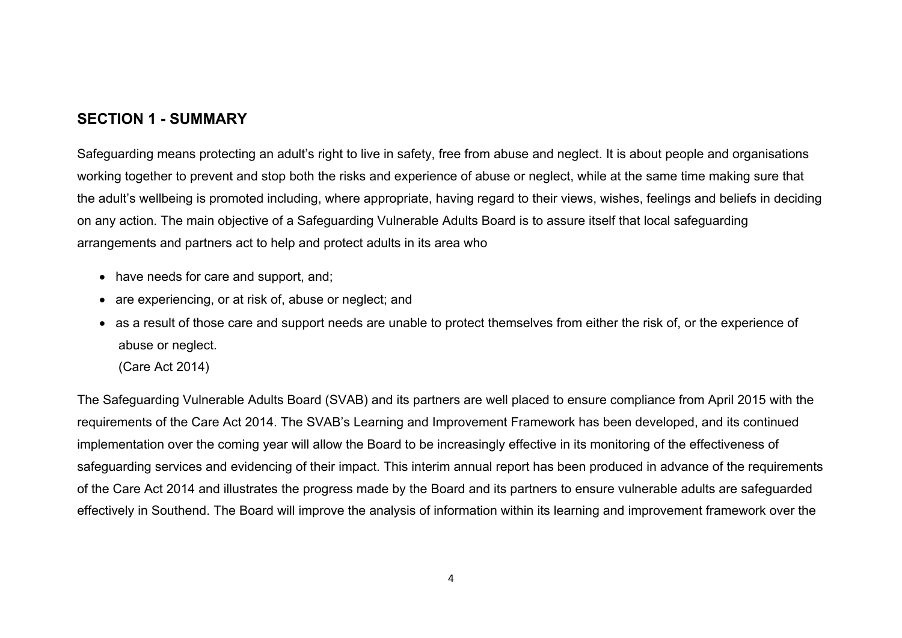## SECTION 1 - SUMMARY

Safeguarding means protecting an adult's right to live in safety, free from abuse and neglect. It is about people and organisations working together to prevent and stop both the risks and experience of abuse or neglect, while at the same time making sure that the adult's wellbeing is promoted including, where appropriate, having regard to their views, wishes, feelings and beliefs in deciding on any action. The main objective of a Safeguarding Vulnerable Adults Board is to assure itself that local safeguarding arrangements and partners act to help and protect adults in its area who

- have needs for care and support, and;
- are experiencing, or at risk of, abuse or neglect; and
- as a result of those care and support needs are unable to protect themselves from either the risk of, or the experience of abuse or neglect.
  (Care Act 2014)

The Safeguarding Vulnerable Adults Board (SVAB) and its partners are well placed to ensure compliance from April 2015 with the requirements of the Care Act 2014. The SVAB's Learning and Improvement Framework has been developed, and its continued implementation over the coming year will allow the Board to be increasingly effective in its monitoring of the effectiveness of safeguarding services and evidencing of their impact. This interim annual report has been produced in advance of the requirements of the Care Act 2014 and illustrates the progress made by the Board and its partners to ensure vulnerable adults are safeguarded effectively in Southend. The Board will improve the analysis of information within its learning and improvement framework over the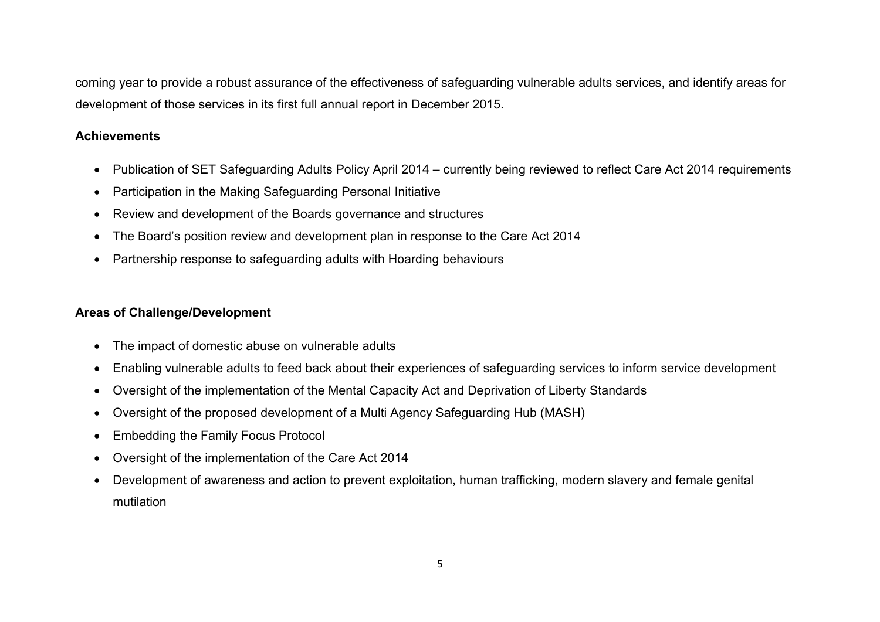coming year to provide a robust assurance of the effectiveness of safeguarding vulnerable adults services, and identify areas for development of those services in its first full annual report in December 2015.

**Achievements**

- Publication of SET Safeguarding Adults Policy April 2014 – currently being reviewed to reflect Care Act 2014 requirements
- Participation in the Making Safeguarding Personal Initiative
- Review and development of the Boards governance and structures
- The Board's position review and development plan in response to the Care Act 2014
- Partnership response to safeguarding adults with Hoarding behaviours

**Areas of Challenge/Development**

- The impact of domestic abuse on vulnerable adults
- Enabling vulnerable adults to feed back about their experiences of safeguarding services to inform service development
- Oversight of the implementation of the Mental Capacity Act and Deprivation of Liberty Standards
- Oversight of the proposed development of a Multi Agency Safeguarding Hub (MASH)
- Embedding the Family Focus Protocol
- Oversight of the implementation of the Care Act 2014
- Development of awareness and action to prevent exploitation, human trafficking, modern slavery and female genital mutilation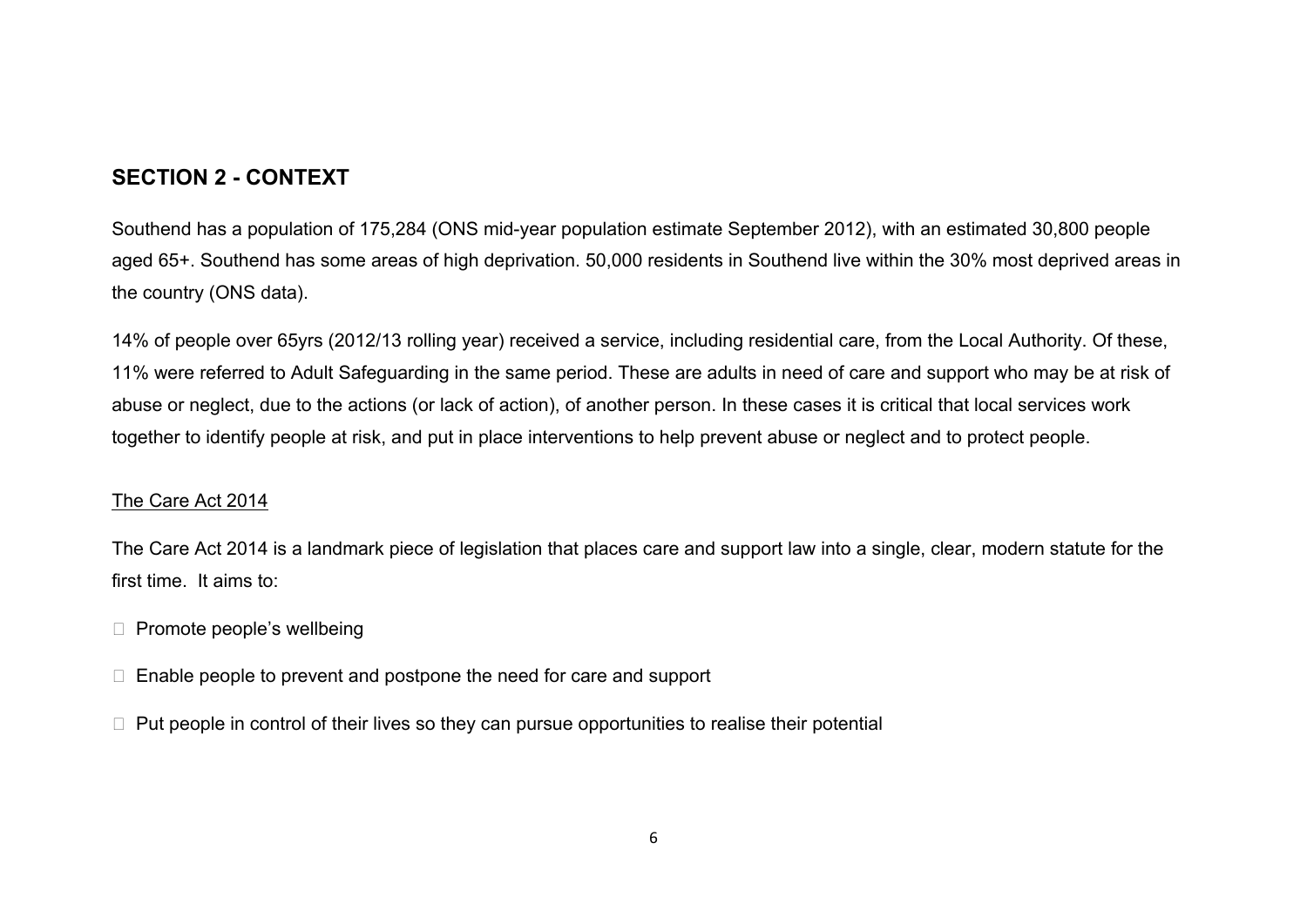## SECTION 2 - CONTEXT

Southend has a population of 175,284 (ONS mid-year population estimate September 2012), with an estimated 30,800 people aged 65+. Southend has some areas of high deprivation. 50,000 residents in Southend live within the 30% most deprived areas in the country (ONS data).

14% of people over 65yrs (2012/13 rolling year) received a service, including residential care, from the Local Authority. Of these, 11% were referred to Adult Safeguarding in the same period. These are adults in need of care and support who may be at risk of abuse or neglect, due to the actions (or lack of action), of another person. In these cases it is critical that local services work together to identify people at risk, and put in place interventions to help prevent abuse or neglect and to protect people.

The Care Act 2014

The Care Act 2014 is a landmark piece of legislation that places care and support law into a single, clear, modern statute for the first time. It aims to:

- Promote people's wellbeing
- Enable people to prevent and postpone the need for care and support
- Put people in control of their lives so they can pursue opportunities to realise their potential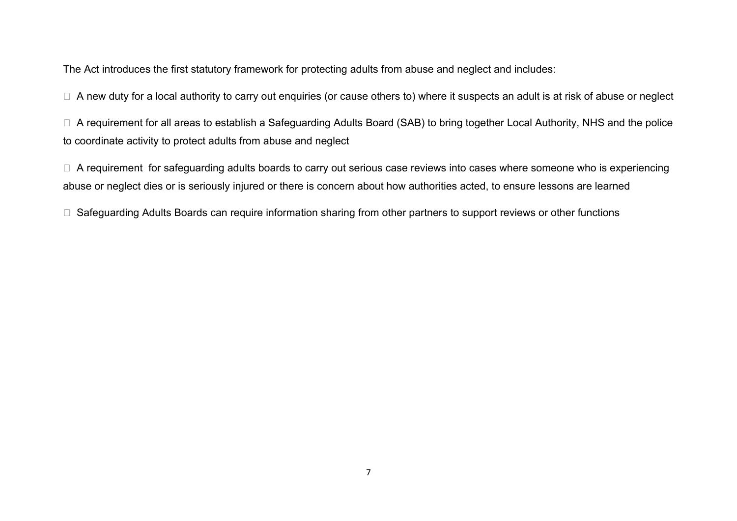The Act introduces the first statutory framework for protecting adults from abuse and neglect and includes:

- A new duty for a local authority to carry out enquiries (or cause others to) where it suspects an adult is at risk of abuse or neglect
- A requirement for all areas to establish a Safeguarding Adults Board (SAB) to bring together Local Authority, NHS and the police to coordinate activity to protect adults from abuse and neglect
- A requirement for safeguarding adults boards to carry out serious case reviews into cases where someone who is experiencing abuse or neglect dies or is seriously injured or there is concern about how authorities acted, to ensure lessons are learned
- Safeguarding Adults Boards can require information sharing from other partners to support reviews or other functions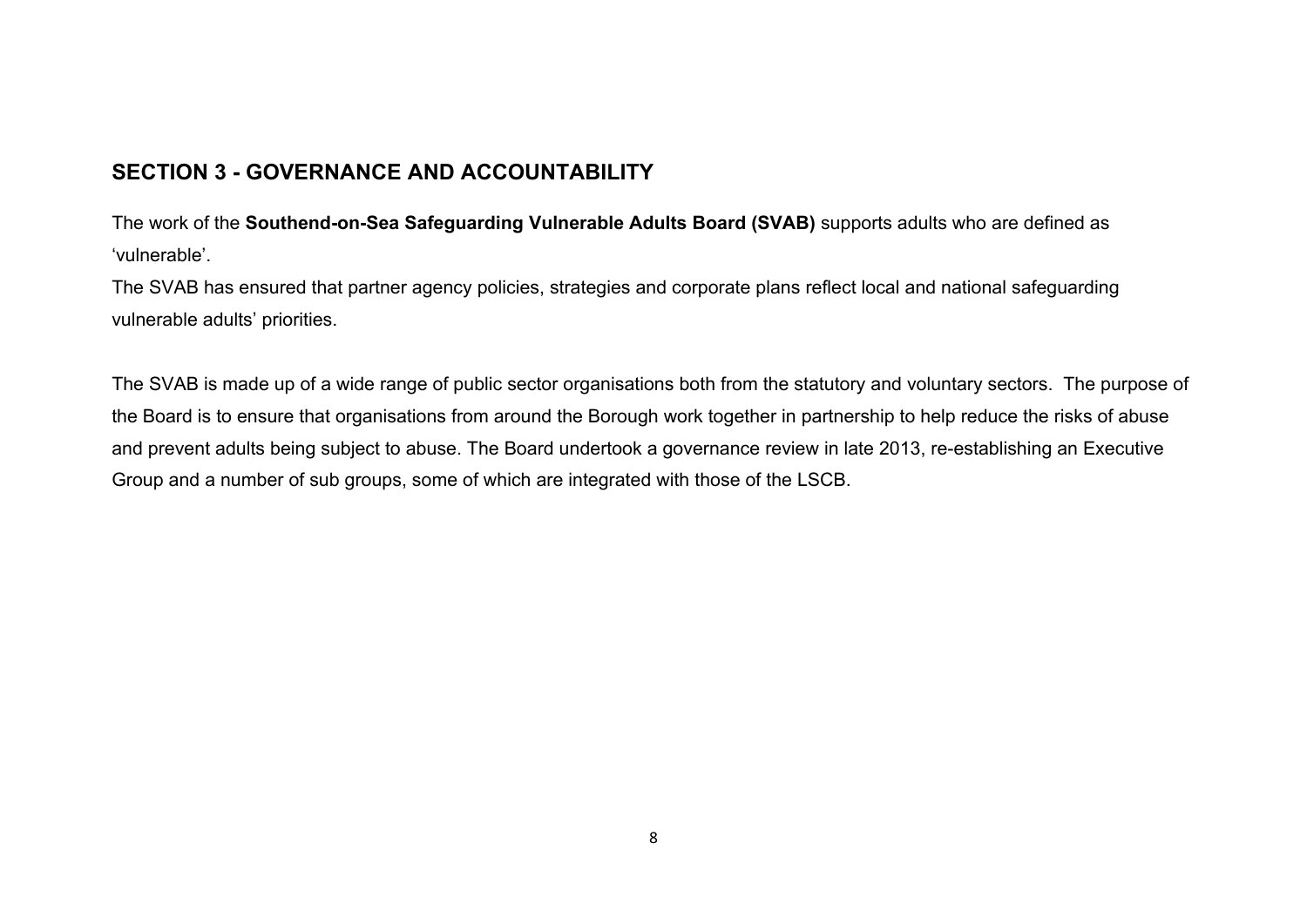## SECTION 3 - GOVERNANCE AND ACCOUNTABILITY

The work of the **Southend-on-Sea Safeguarding Vulnerable Adults Board (SVAB)** supports adults who are defined as 'vulnerable'.

The SVAB has ensured that partner agency policies, strategies and corporate plans reflect local and national safeguarding vulnerable adults' priorities.

The SVAB is made up of a wide range of public sector organisations both from the statutory and voluntary sectors. The purpose of the Board is to ensure that organisations from around the Borough work together in partnership to help reduce the risks of abuse and prevent adults being subject to abuse. The Board undertook a governance review in late 2013, re-establishing an Executive Group and a number of sub groups, some of which are integrated with those of the LSCB.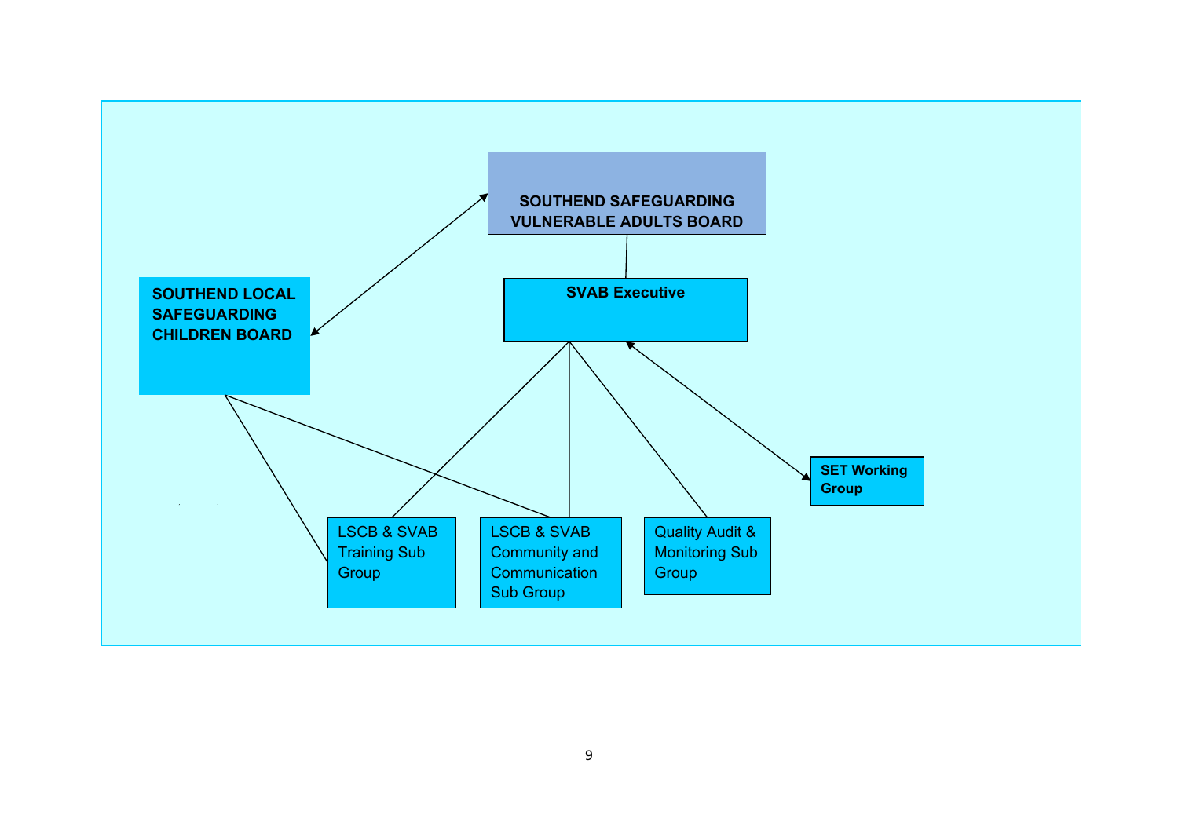SOUTHEND SAFEGUARDING VULNERABLE ADULTS BOARD

SOUTHEND LOCAL SAFEGUARDING CHILDREN BOARD

SVAB Executive

SET Working Group

LSCB & SVAB Training Sub Group

LSCB & SVAB Community and Communication Sub Group

Quality Audit & Monitoring Sub Group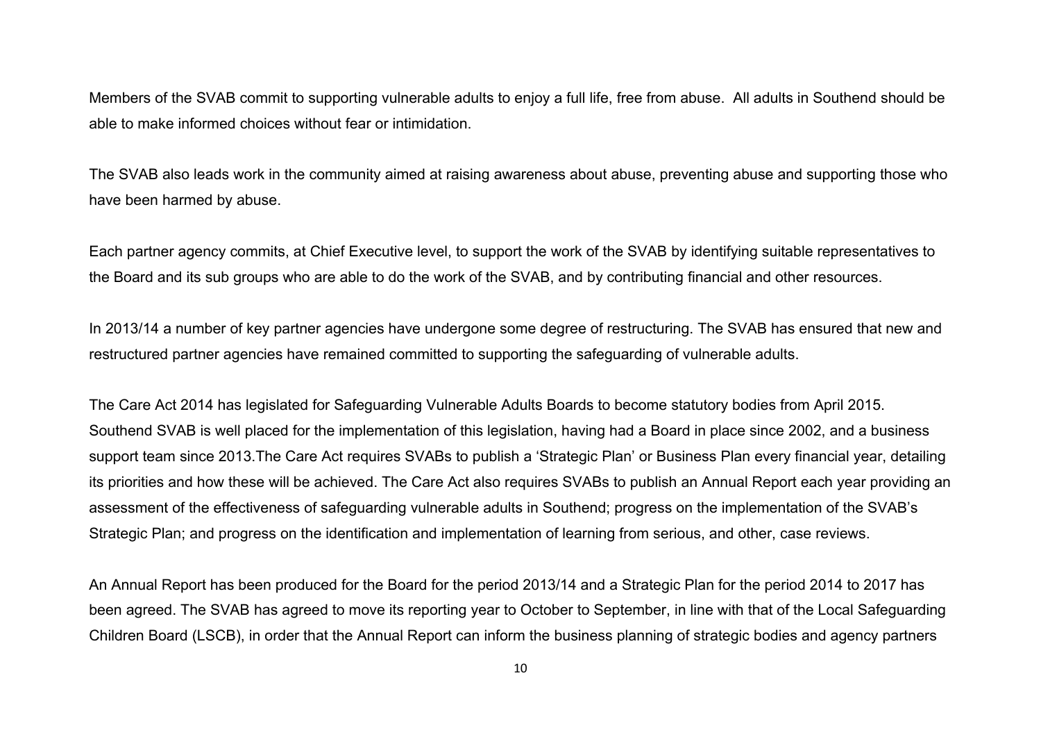Members of the SVAB commit to supporting vulnerable adults to enjoy a full life, free from abuse. All adults in Southend should be able to make informed choices without fear or intimidation.

The SVAB also leads work in the community aimed at raising awareness about abuse, preventing abuse and supporting those who have been harmed by abuse.

Each partner agency commits, at Chief Executive level, to support the work of the SVAB by identifying suitable representatives to the Board and its sub groups who are able to do the work of the SVAB, and by contributing financial and other resources.

In 2013/14 a number of key partner agencies have undergone some degree of restructuring. The SVAB has ensured that new and restructured partner agencies have remained committed to supporting the safeguarding of vulnerable adults.

The Care Act 2014 has legislated for Safeguarding Vulnerable Adults Boards to become statutory bodies from April 2015. Southend SVAB is well placed for the implementation of this legislation, having had a Board in place since 2002, and a business support team since 2013.The Care Act requires SVABs to publish a 'Strategic Plan' or Business Plan every financial year, detailing its priorities and how these will be achieved. The Care Act also requires SVABs to publish an Annual Report each year providing an assessment of the effectiveness of safeguarding vulnerable adults in Southend; progress on the implementation of the SVAB's Strategic Plan; and progress on the identification and implementation of learning from serious, and other, case reviews.

An Annual Report has been produced for the Board for the period 2013/14 and a Strategic Plan for the period 2014 to 2017 has been agreed. The SVAB has agreed to move its reporting year to October to September, in line with that of the Local Safeguarding Children Board (LSCB), in order that the Annual Report can inform the business planning of strategic bodies and agency partners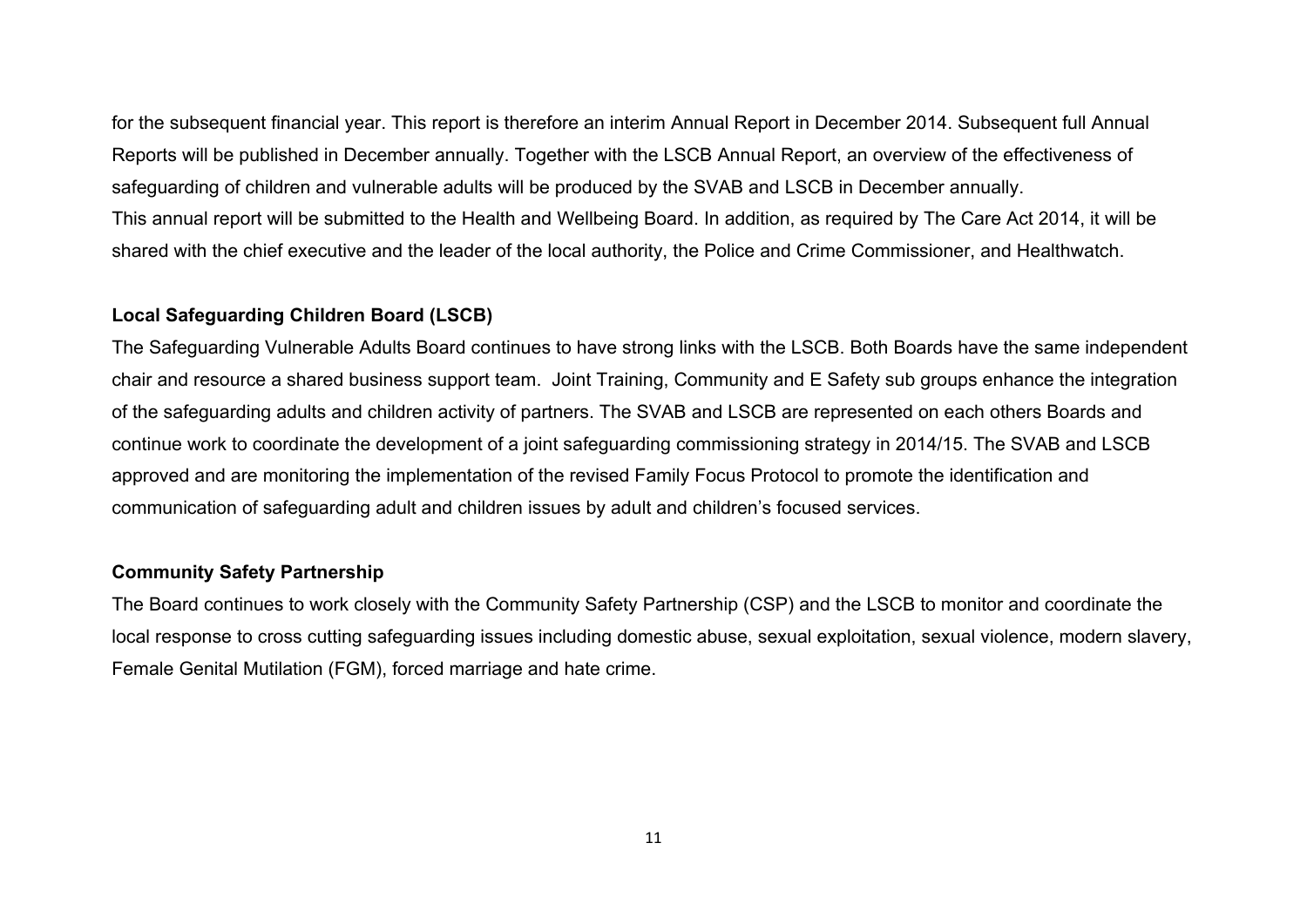for the subsequent financial year. This report is therefore an interim Annual Report in December 2014. Subsequent full Annual Reports will be published in December annually. Together with the LSCB Annual Report, an overview of the effectiveness of safeguarding of children and vulnerable adults will be produced by the SVAB and LSCB in December annually.
This annual report will be submitted to the Health and Wellbeing Board. In addition, as required by The Care Act 2014, it will be shared with the chief executive and the leader of the local authority, the Police and Crime Commissioner, and Healthwatch.

**Local Safeguarding Children Board (LSCB)**

The Safeguarding Vulnerable Adults Board continues to have strong links with the LSCB. Both Boards have the same independent chair and resource a shared business support team. Joint Training, Community and E Safety sub groups enhance the integration of the safeguarding adults and children activity of partners. The SVAB and LSCB are represented on each others Boards and continue work to coordinate the development of a joint safeguarding commissioning strategy in 2014/15. The SVAB and LSCB approved and are monitoring the implementation of the revised Family Focus Protocol to promote the identification and communication of safeguarding adult and children issues by adult and children's focused services.

**Community Safety Partnership**

The Board continues to work closely with the Community Safety Partnership (CSP) and the LSCB to monitor and coordinate the local response to cross cutting safeguarding issues including domestic abuse, sexual exploitation, sexual violence, modern slavery, Female Genital Mutilation (FGM), forced marriage and hate crime.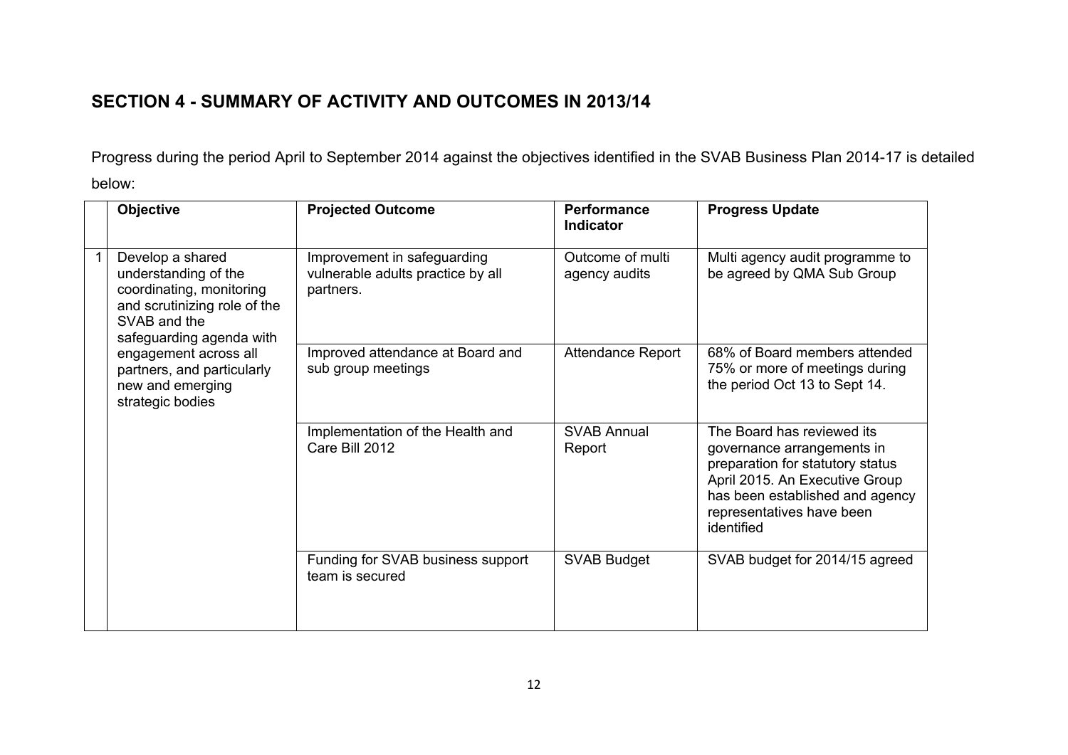## SECTION 4 - SUMMARY OF ACTIVITY AND OUTCOMES IN 2013/14

Progress during the period April to September 2014 against the objectives identified in the SVAB Business Plan 2014-17 is detailed below:

| | Objective | Projected Outcome | Performance Indicator | Progress Update |
|---|---|---|---|---|
| 1 | Develop a shared understanding of the coordinating, monitoring and scrutinizing role of the SVAB and the safeguarding agenda with engagement across all partners, and particularly new and emerging strategic bodies | Improvement in safeguarding vulnerable adults practice by all partners. | Outcome of multi agency audits | Multi agency audit programme to be agreed by QMA Sub Group |
| | | Improved attendance at Board and sub group meetings | Attendance Report | 68% of Board members attended 75% or more of meetings during the period Oct 13 to Sept 14. |
| | | Implementation of the Health and Care Bill 2012 | SVAB Annual Report | The Board has reviewed its governance arrangements in preparation for statutory status April 2015. An Executive Group has been established and agency representatives have been identified |
| | | Funding for SVAB business support team is secured | SVAB Budget | SVAB budget for 2014/15 agreed |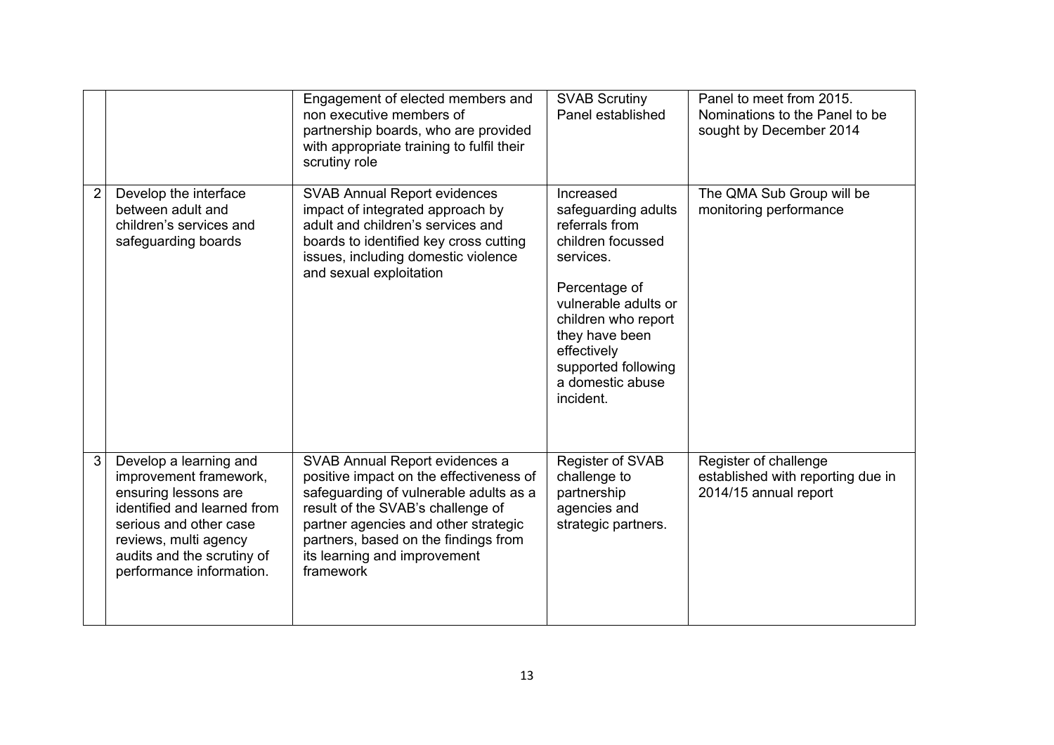| | | | | |
|---|---|---|---|---|
| | | Engagement of elected members and non executive members of partnership boards, who are provided with appropriate training to fulfil their scrutiny role | SVAB Scrutiny Panel established | Panel to meet from 2015. Nominations to the Panel to be sought by December 2014 |
| 2 | Develop the interface between adult and children's services and safeguarding boards | SVAB Annual Report evidences impact of integrated approach by adult and children's services and boards to identified key cross cutting issues, including domestic violence and sexual exploitation | Increased safeguarding adults referrals from children focussed services.<br><br>Percentage of vulnerable adults or children who report they have been effectively supported following a domestic abuse incident. | The QMA Sub Group will be monitoring performance |
| 3 | Develop a learning and improvement framework, ensuring lessons are identified and learned from serious and other case reviews, multi agency audits and the scrutiny of performance information. | SVAB Annual Report evidences a positive impact on the effectiveness of safeguarding of vulnerable adults as a result of the SVAB's challenge of partner agencies and other strategic partners, based on the findings from its learning and improvement framework | Register of SVAB challenge to partnership agencies and strategic partners. | Register of challenge established with reporting due in 2014/15 annual report |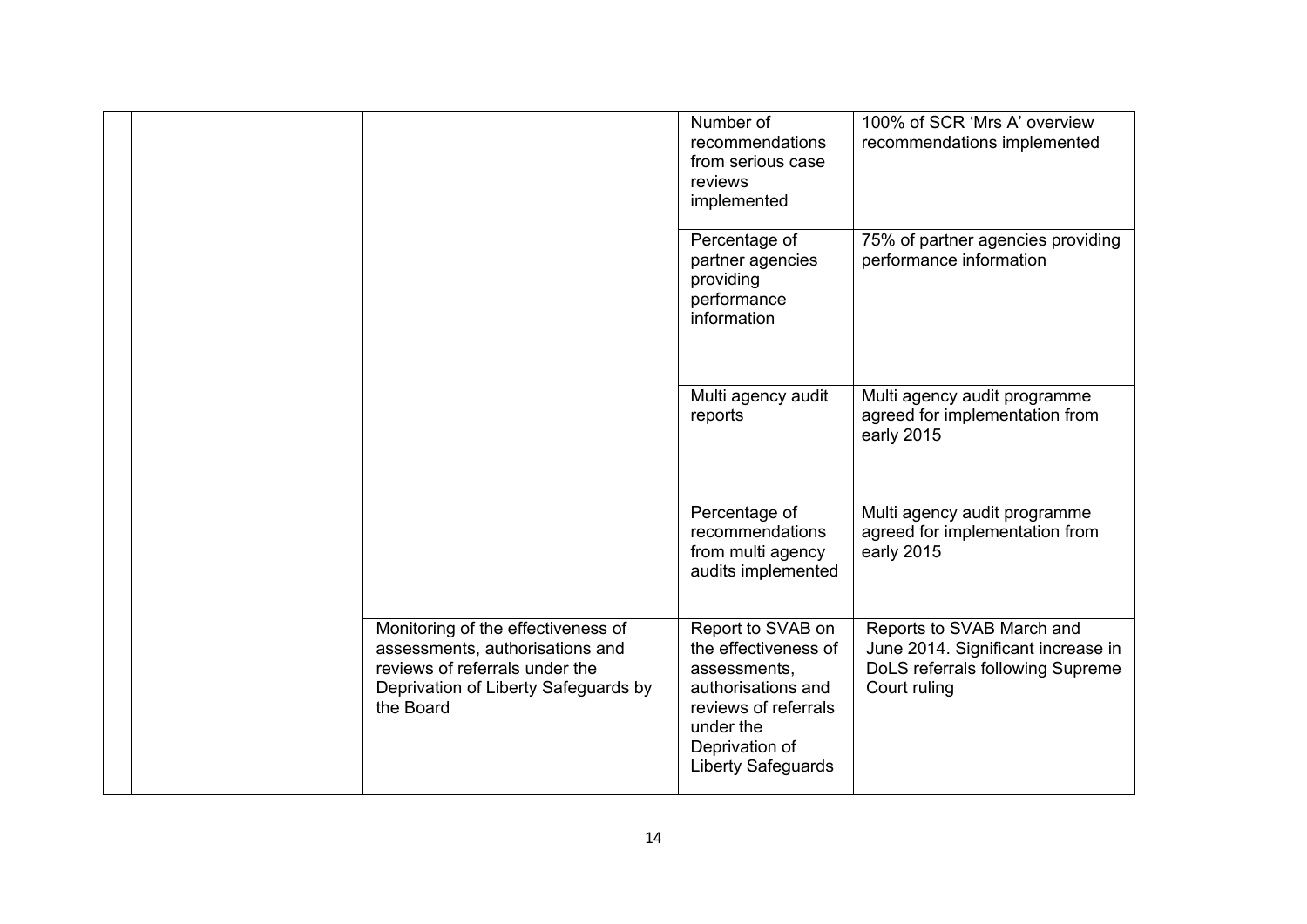| | | | | |
|---|---|---|---|---|
| | | | Number of recommendations from serious case reviews implemented | 100% of SCR 'Mrs A' overview recommendations implemented |
| | | | Percentage of partner agencies providing performance information | 75% of partner agencies providing performance information |
| | | | Multi agency audit reports | Multi agency audit programme agreed for implementation from early 2015 |
| | | | Percentage of recommendations from multi agency audits implemented | Multi agency audit programme agreed for implementation from early 2015 |
| | | Monitoring of the effectiveness of assessments, authorisations and reviews of referrals under the Deprivation of Liberty Safeguards by the Board | Report to SVAB on the effectiveness of assessments, authorisations and reviews of referrals under the Deprivation of Liberty Safeguards | Reports to SVAB March and June 2014. Significant increase in DoLS referrals following Supreme Court ruling |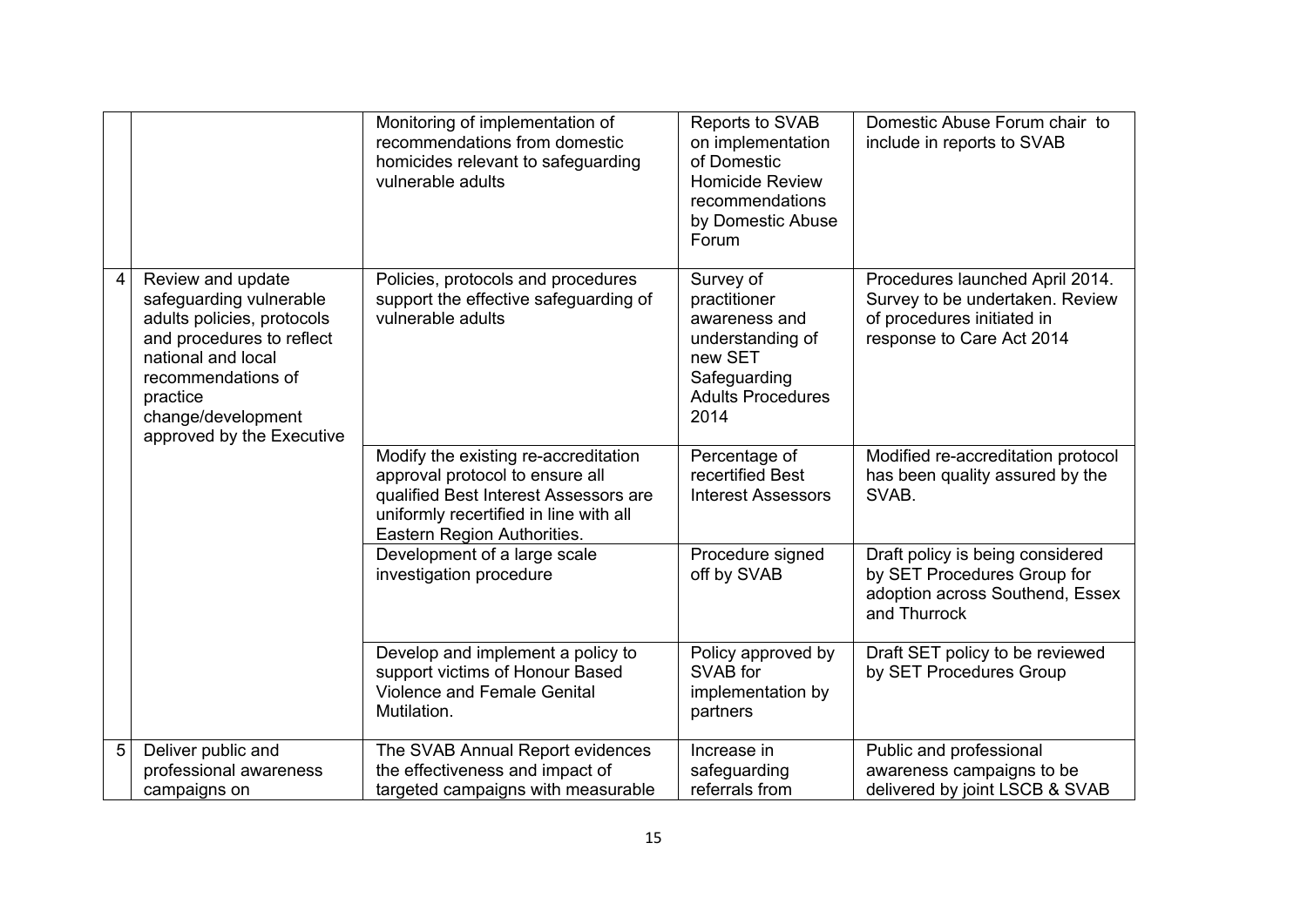| | | | | |
|---|---|---|---|---|
| | | Monitoring of implementation of recommendations from domestic homicides relevant to safeguarding vulnerable adults | Reports to SVAB on implementation of Domestic Homicide Review recommendations by Domestic Abuse Forum | Domestic Abuse Forum chair to include in reports to SVAB |
| 4 | Review and update safeguarding vulnerable adults policies, protocols and procedures to reflect national and local recommendations of practice change/development approved by the Executive | Policies, protocols and procedures support the effective safeguarding of vulnerable adults | Survey of practitioner awareness and understanding of new SET Safeguarding Adults Procedures 2014 | Procedures launched April 2014. Survey to be undertaken. Review of procedures initiated in response to Care Act 2014 |
| | | Modify the existing re-accreditation approval protocol to ensure all qualified Best Interest Assessors are uniformly recertified in line with all Eastern Region Authorities. | Percentage of recertified Best Interest Assessors | Modified re-accreditation protocol has been quality assured by the SVAB. |
| | | Development of a large scale investigation procedure | Procedure signed off by SVAB | Draft policy is being considered by SET Procedures Group for adoption across Southend, Essex and Thurrock |
| | | Develop and implement a policy to support victims of Honour Based Violence and Female Genital Mutilation. | Policy approved by SVAB for implementation by partners | Draft SET policy to be reviewed by SET Procedures Group |
| 5 | Deliver public and professional awareness campaigns on | The SVAB Annual Report evidences the effectiveness and impact of targeted campaigns with measurable | Increase in safeguarding referrals from | Public and professional awareness campaigns to be delivered by joint LSCB & SVAB |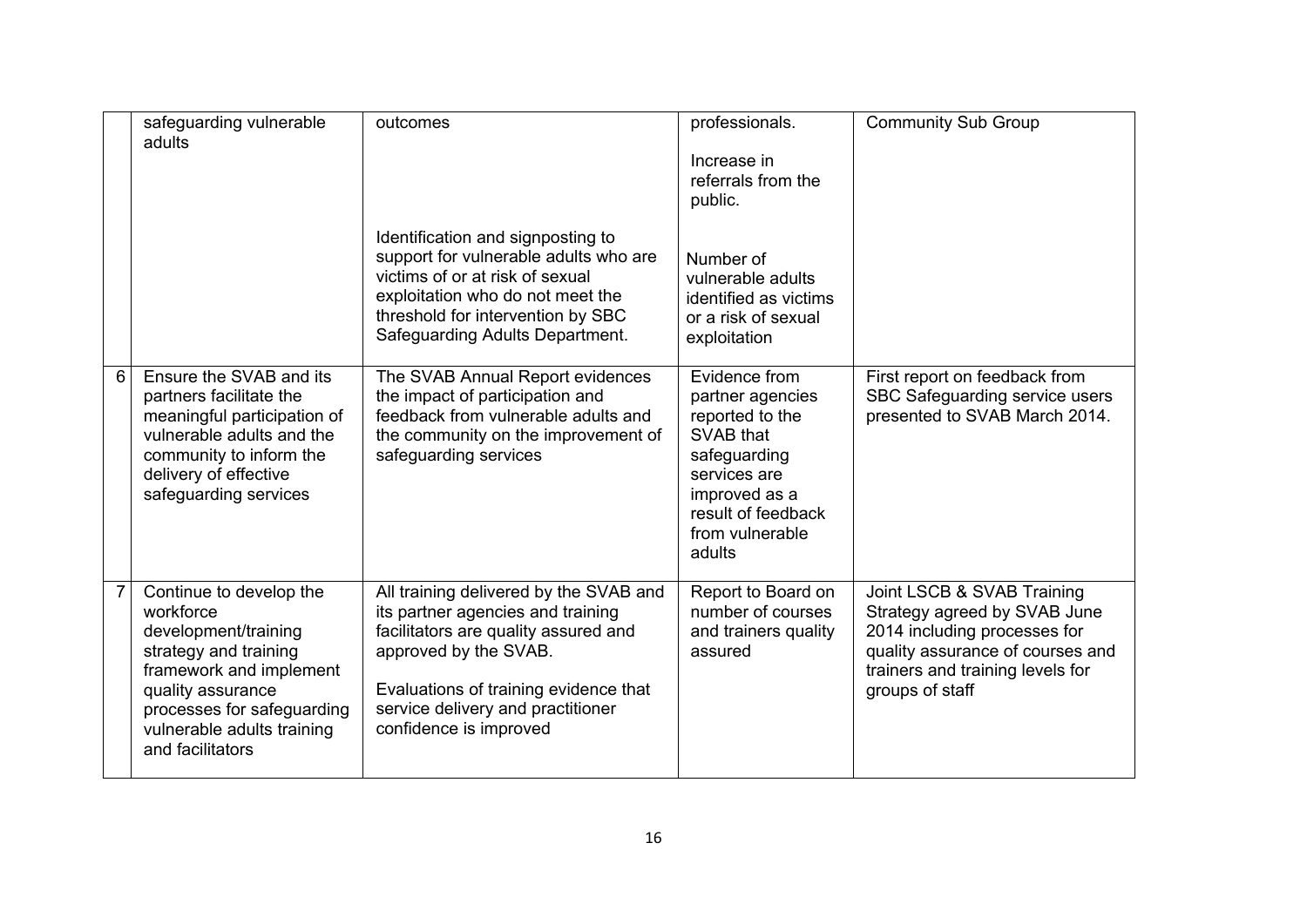| | | | | |
|---|---|---|---|---|
| | safeguarding vulnerable adults | outcomes<br><br>Identification and signposting to support for vulnerable adults who are victims of or at risk of sexual exploitation who do not meet the threshold for intervention by SBC Safeguarding Adults Department. | professionals.<br><br>Increase in referrals from the public.<br><br>Number of vulnerable adults identified as victims or a risk of sexual exploitation | Community Sub Group |
| 6 | Ensure the SVAB and its partners facilitate the meaningful participation of vulnerable adults and the community to inform the delivery of effective safeguarding services | The SVAB Annual Report evidences the impact of participation and feedback from vulnerable adults and the community on the improvement of safeguarding services | Evidence from partner agencies reported to the SVAB that safeguarding services are improved as a result of feedback from vulnerable adults | First report on feedback from SBC Safeguarding service users presented to SVAB March 2014. |
| 7 | Continue to develop the workforce development/training strategy and training framework and implement quality assurance processes for safeguarding vulnerable adults training and facilitators | All training delivered by the SVAB and its partner agencies and training facilitators are quality assured and approved by the SVAB.<br><br>Evaluations of training evidence that service delivery and practitioner confidence is improved | Report to Board on number of courses and trainers quality assured | Joint LSCB & SVAB Training Strategy agreed by SVAB June 2014 including processes for quality assurance of courses and trainers and training levels for groups of staff |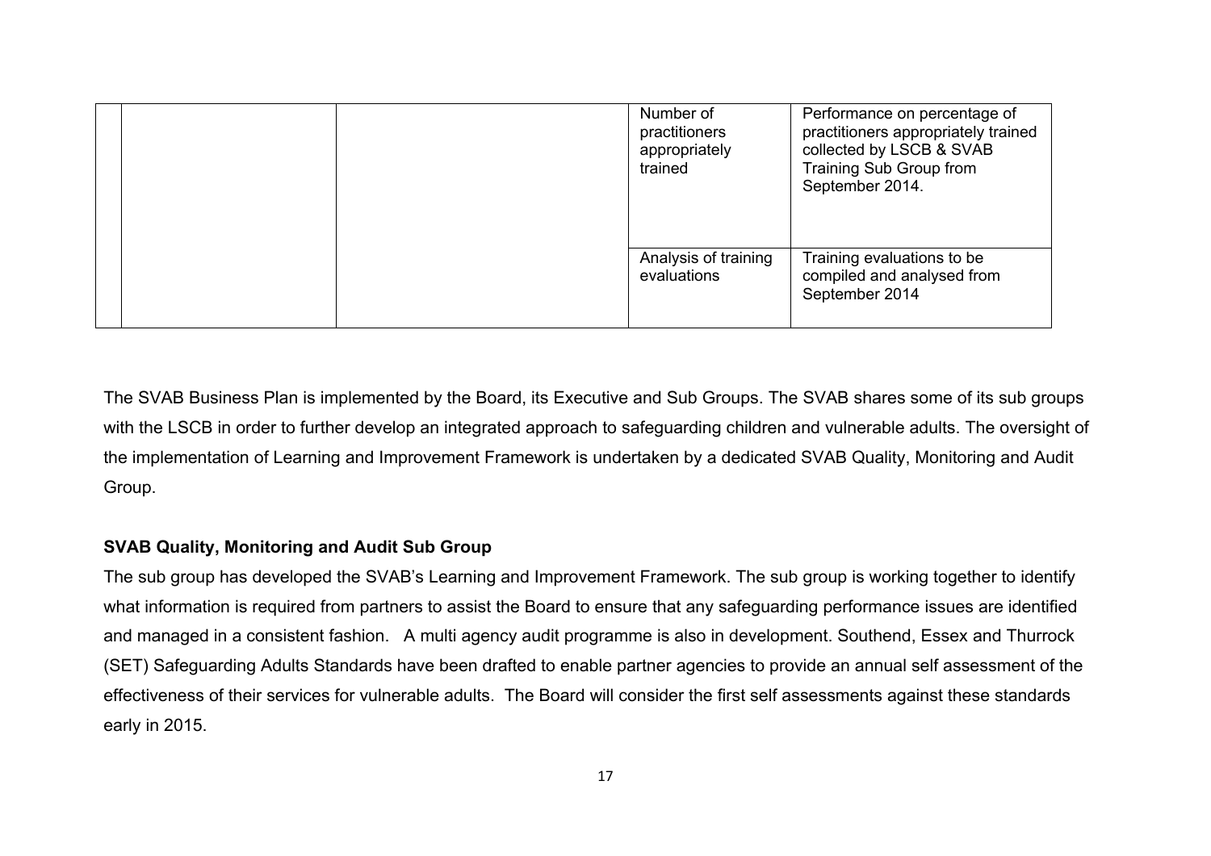| | | | | |
|---|---|---|---|---|
| | | | Number of practitioners appropriately trained | Performance on percentage of practitioners appropriately trained collected by LSCB & SVAB Training Sub Group from September 2014. |
| | | | Analysis of training evaluations | Training evaluations to be compiled and analysed from September 2014 |

The SVAB Business Plan is implemented by the Board, its Executive and Sub Groups. The SVAB shares some of its sub groups with the LSCB in order to further develop an integrated approach to safeguarding children and vulnerable adults. The oversight of the implementation of Learning and Improvement Framework is undertaken by a dedicated SVAB Quality, Monitoring and Audit Group.

**SVAB Quality, Monitoring and Audit Sub Group**

The sub group has developed the SVAB's Learning and Improvement Framework. The sub group is working together to identify what information is required from partners to assist the Board to ensure that any safeguarding performance issues are identified and managed in a consistent fashion. A multi agency audit programme is also in development. Southend, Essex and Thurrock (SET) Safeguarding Adults Standards have been drafted to enable partner agencies to provide an annual self assessment of the effectiveness of their services for vulnerable adults. The Board will consider the first self assessments against these standards early in 2015.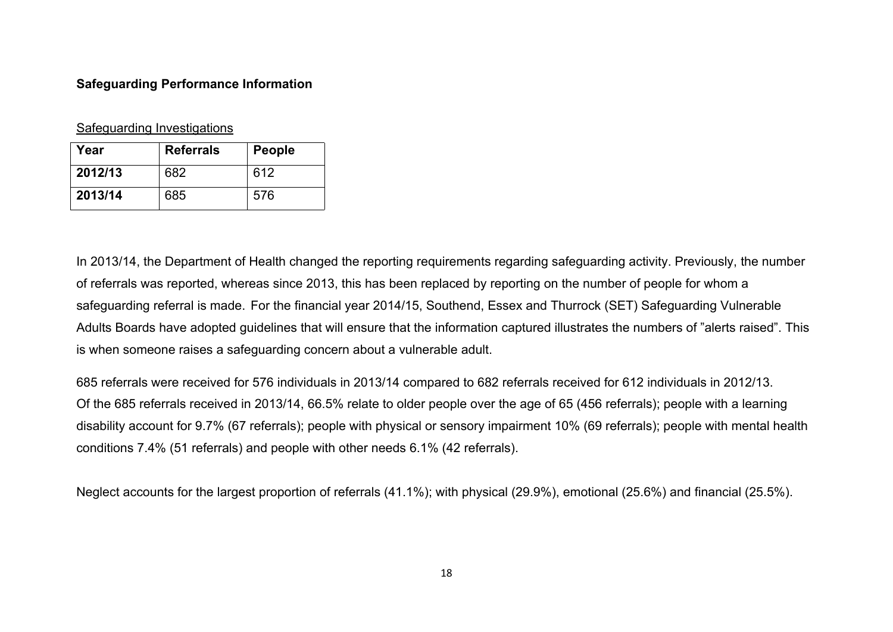**Safeguarding Performance Information**

Safeguarding Investigations

| Year | Referrals | People |
|---|---|---|
| **2012/13** | 682 | 612 |
| **2013/14** | 685 | 576 |

In 2013/14, the Department of Health changed the reporting requirements regarding safeguarding activity. Previously, the number of referrals was reported, whereas since 2013, this has been replaced by reporting on the number of people for whom a safeguarding referral is made. For the financial year 2014/15, Southend, Essex and Thurrock (SET) Safeguarding Vulnerable Adults Boards have adopted guidelines that will ensure that the information captured illustrates the numbers of "alerts raised". This is when someone raises a safeguarding concern about a vulnerable adult.

685 referrals were received for 576 individuals in 2013/14 compared to 682 referrals received for 612 individuals in 2012/13. Of the 685 referrals received in 2013/14, 66.5% relate to older people over the age of 65 (456 referrals); people with a learning disability account for 9.7% (67 referrals); people with physical or sensory impairment 10% (69 referrals); people with mental health conditions 7.4% (51 referrals) and people with other needs 6.1% (42 referrals).

Neglect accounts for the largest proportion of referrals (41.1%); with physical (29.9%), emotional (25.6%) and financial (25.5%).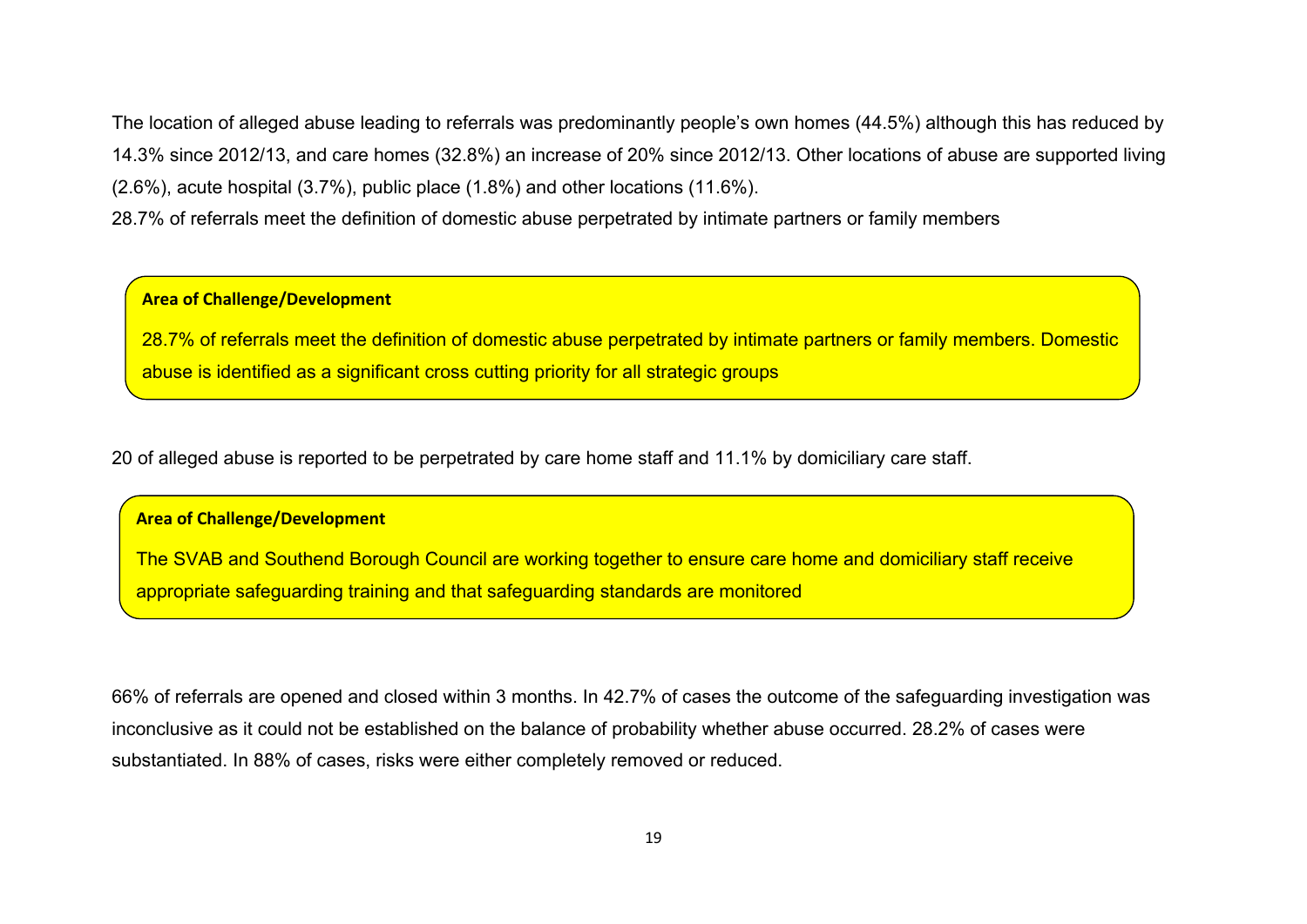The location of alleged abuse leading to referrals was predominantly people's own homes (44.5%) although this has reduced by 14.3% since 2012/13, and care homes (32.8%) an increase of 20% since 2012/13. Other locations of abuse are supported living (2.6%), acute hospital (3.7%), public place (1.8%) and other locations (11.6%).

28.7% of referrals meet the definition of domestic abuse perpetrated by intimate partners or family members

> **Area of Challenge/Development**
>
> 28.7% of referrals meet the definition of domestic abuse perpetrated by intimate partners or family members. Domestic abuse is identified as a significant cross cutting priority for all strategic groups

20 of alleged abuse is reported to be perpetrated by care home staff and 11.1% by domiciliary care staff.

> **Area of Challenge/Development**
>
> The SVAB and Southend Borough Council are working together to ensure care home and domiciliary staff receive appropriate safeguarding training and that safeguarding standards are monitored

66% of referrals are opened and closed within 3 months. In 42.7% of cases the outcome of the safeguarding investigation was inconclusive as it could not be established on the balance of probability whether abuse occurred. 28.2% of cases were substantiated. In 88% of cases, risks were either completely removed or reduced.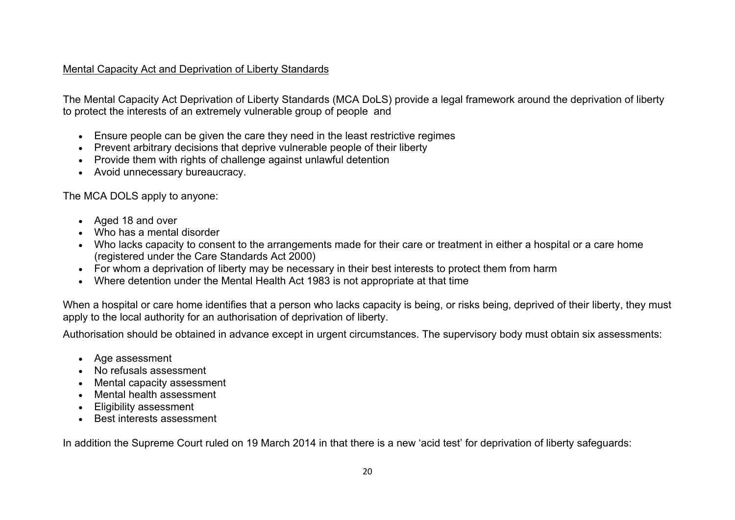<u>Mental Capacity Act and Deprivation of Liberty Standards</u>

The Mental Capacity Act Deprivation of Liberty Standards (MCA DoLS) provide a legal framework around the deprivation of liberty to protect the interests of an extremely vulnerable group of people and

- Ensure people can be given the care they need in the least restrictive regimes
- Prevent arbitrary decisions that deprive vulnerable people of their liberty
- Provide them with rights of challenge against unlawful detention
- Avoid unnecessary bureaucracy.

The MCA DOLS apply to anyone:

- Aged 18 and over
- Who has a mental disorder
- Who lacks capacity to consent to the arrangements made for their care or treatment in either a hospital or a care home (registered under the Care Standards Act 2000)
- For whom a deprivation of liberty may be necessary in their best interests to protect them from harm
- Where detention under the Mental Health Act 1983 is not appropriate at that time

When a hospital or care home identifies that a person who lacks capacity is being, or risks being, deprived of their liberty, they must apply to the local authority for an authorisation of deprivation of liberty.

Authorisation should be obtained in advance except in urgent circumstances. The supervisory body must obtain six assessments:

- Age assessment
- No refusals assessment
- Mental capacity assessment
- Mental health assessment
- Eligibility assessment
- Best interests assessment

In addition the Supreme Court ruled on 19 March 2014 in that there is a new 'acid test' for deprivation of liberty safeguards: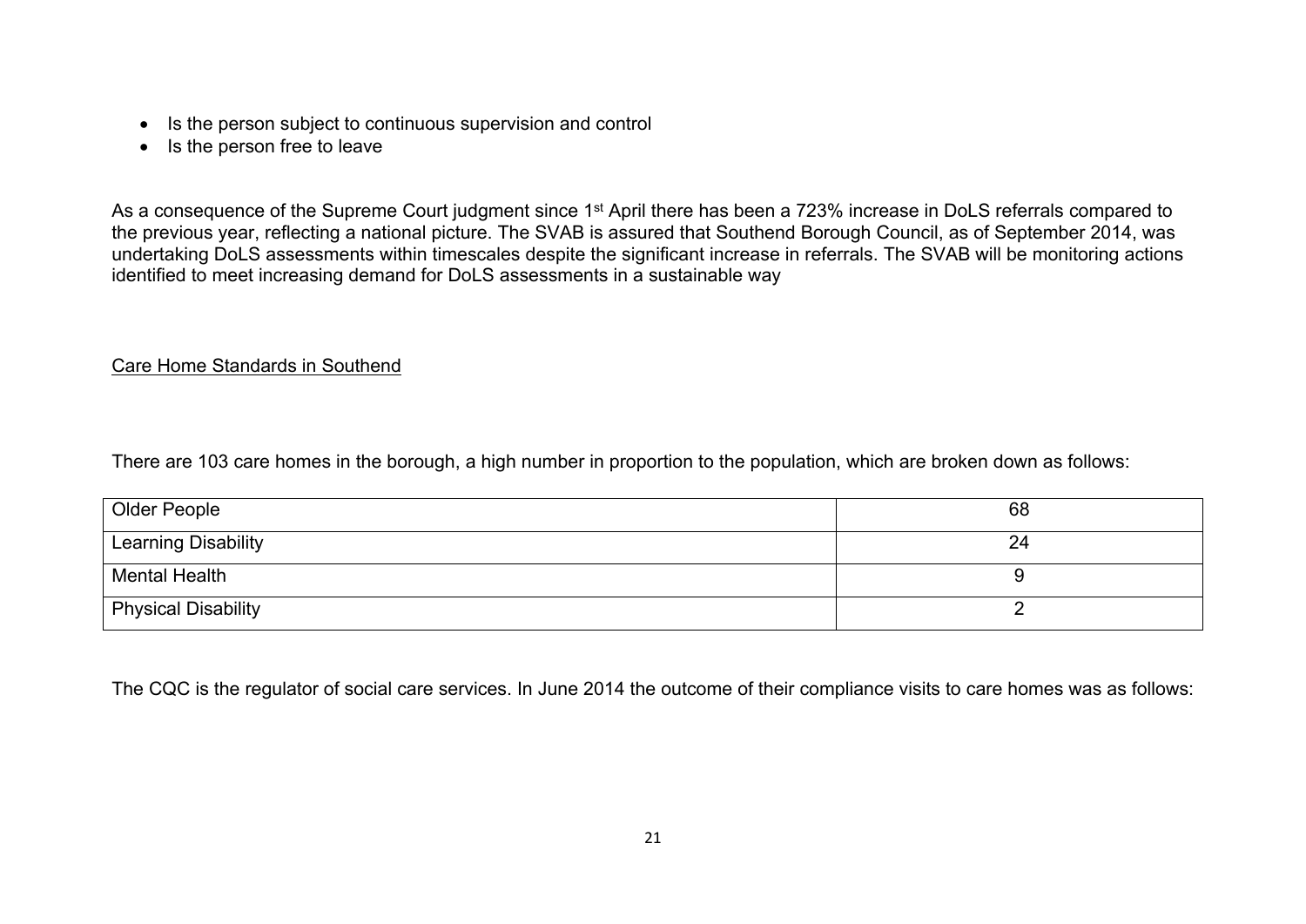- Is the person subject to continuous supervision and control
- Is the person free to leave

As a consequence of the Supreme Court judgment since 1st April there has been a 723% increase in DoLS referrals compared to the previous year, reflecting a national picture. The SVAB is assured that Southend Borough Council, as of September 2014, was undertaking DoLS assessments within timescales despite the significant increase in referrals. The SVAB will be monitoring actions identified to meet increasing demand for DoLS assessments in a sustainable way

## Care Home Standards in Southend

There are 103 care homes in the borough, a high number in proportion to the population, which are broken down as follows:

| | |
|---|---|
| Older People | 68 |
| Learning Disability | 24 |
| Mental Health | 9 |
| Physical Disability | 2 |

The CQC is the regulator of social care services. In June 2014 the outcome of their compliance visits to care homes was as follows: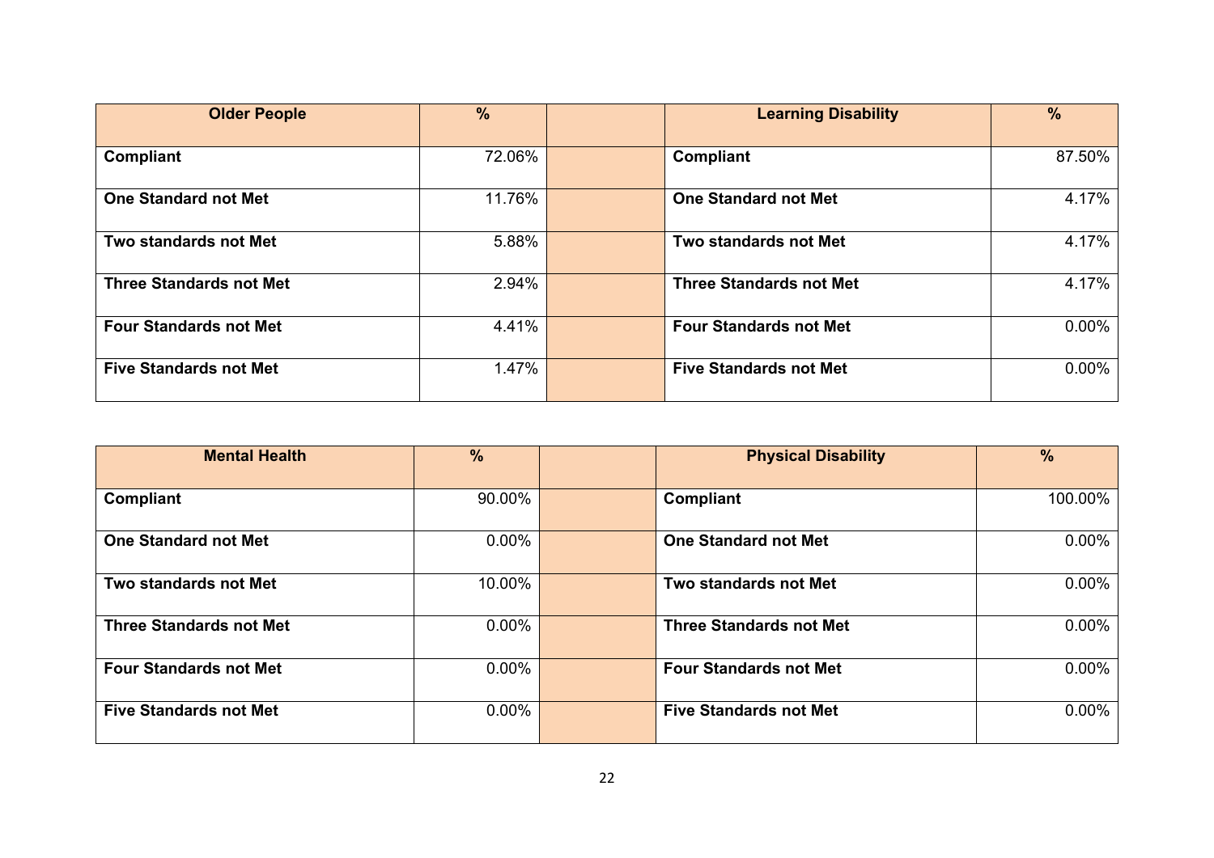| Older People | % | | Learning Disability | % |
|---|---|---|---|---|
| **Compliant** | 72.06% | | **Compliant** | 87.50% |
| **One Standard not Met** | 11.76% | | **One Standard not Met** | 4.17% |
| **Two standards not Met** | 5.88% | | **Two standards not Met** | 4.17% |
| **Three Standards not Met** | 2.94% | | **Three Standards not Met** | 4.17% |
| **Four Standards not Met** | 4.41% | | **Four Standards not Met** | 0.00% |
| **Five Standards not Met** | 1.47% | | **Five Standards not Met** | 0.00% |

| Mental Health | % | | Physical Disability | % |
|---|---|---|---|---|
| **Compliant** | 90.00% | | **Compliant** | 100.00% |
| **One Standard not Met** | 0.00% | | **One Standard not Met** | 0.00% |
| **Two standards not Met** | 10.00% | | **Two standards not Met** | 0.00% |
| **Three Standards not Met** | 0.00% | | **Three Standards not Met** | 0.00% |
| **Four Standards not Met** | 0.00% | | **Four Standards not Met** | 0.00% |
| **Five Standards not Met** | 0.00% | | **Five Standards not Met** | 0.00% |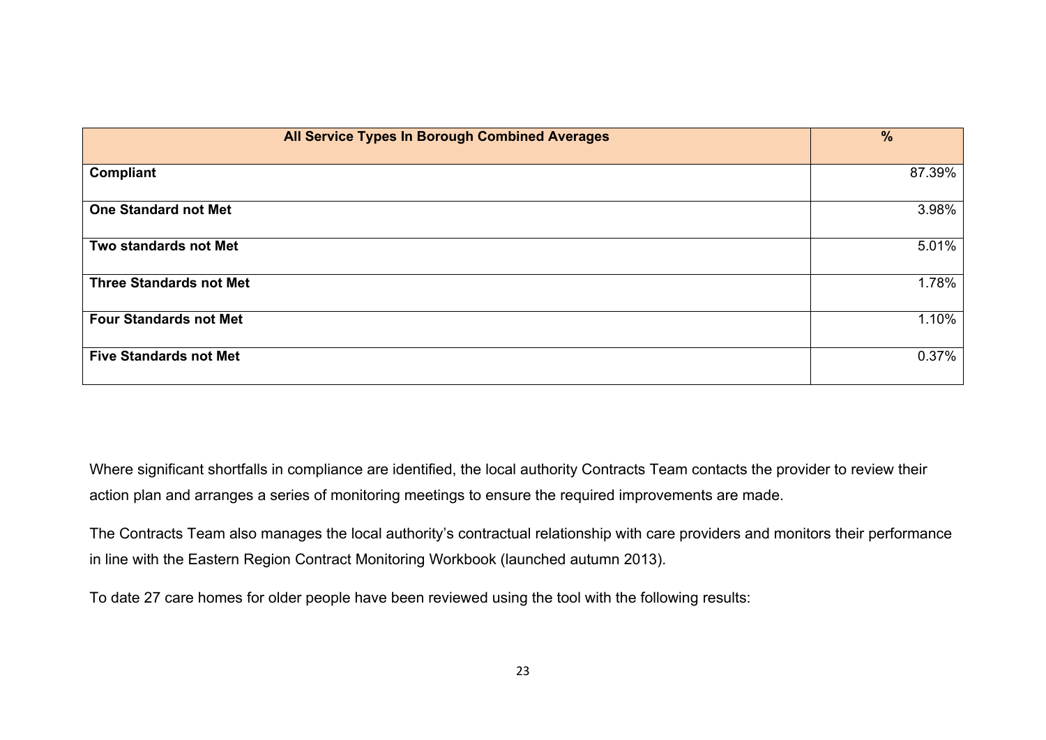| All Service Types In Borough Combined Averages | % |
|---|---|
| **Compliant** | 87.39% |
| **One Standard not Met** | 3.98% |
| **Two standards not Met** | 5.01% |
| **Three Standards not Met** | 1.78% |
| **Four Standards not Met** | 1.10% |
| **Five Standards not Met** | 0.37% |

Where significant shortfalls in compliance are identified, the local authority Contracts Team contacts the provider to review their action plan and arranges a series of monitoring meetings to ensure the required improvements are made.

The Contracts Team also manages the local authority's contractual relationship with care providers and monitors their performance in line with the Eastern Region Contract Monitoring Workbook (launched autumn 2013).

To date 27 care homes for older people have been reviewed using the tool with the following results: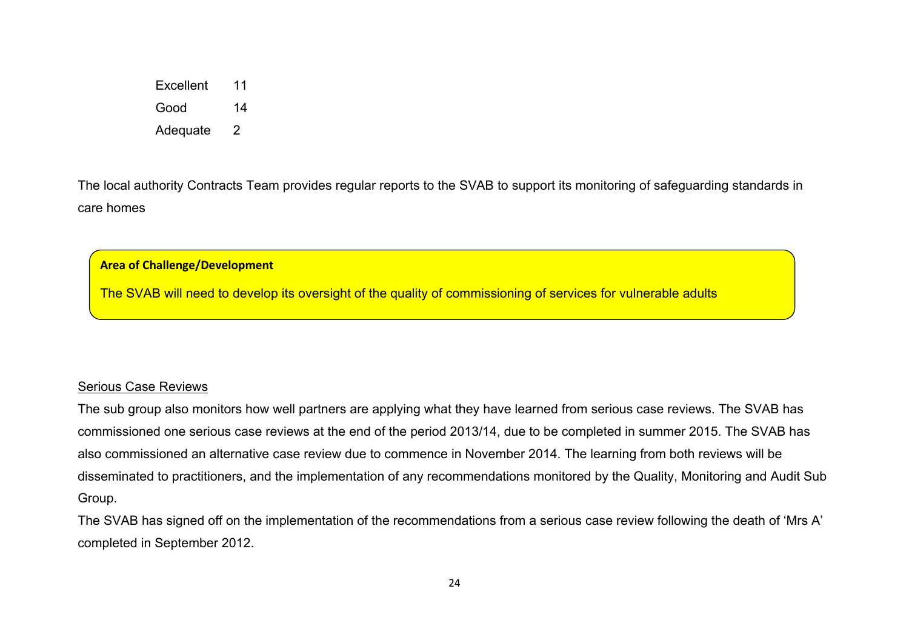| | |
|---|---|
| Excellent | 11 |
| Good | 14 |
| Adequate | 2 |

The local authority Contracts Team provides regular reports to the SVAB to support its monitoring of safeguarding standards in care homes

**Area of Challenge/Development**

The SVAB will need to develop its oversight of the quality of commissioning of services for vulnerable adults

Serious Case Reviews

The sub group also monitors how well partners are applying what they have learned from serious case reviews. The SVAB has commissioned one serious case reviews at the end of the period 2013/14, due to be completed in summer 2015. The SVAB has also commissioned an alternative case review due to commence in November 2014. The learning from both reviews will be disseminated to practitioners, and the implementation of any recommendations monitored by the Quality, Monitoring and Audit Sub Group.

The SVAB has signed off on the implementation of the recommendations from a serious case review following the death of 'Mrs A' completed in September 2012.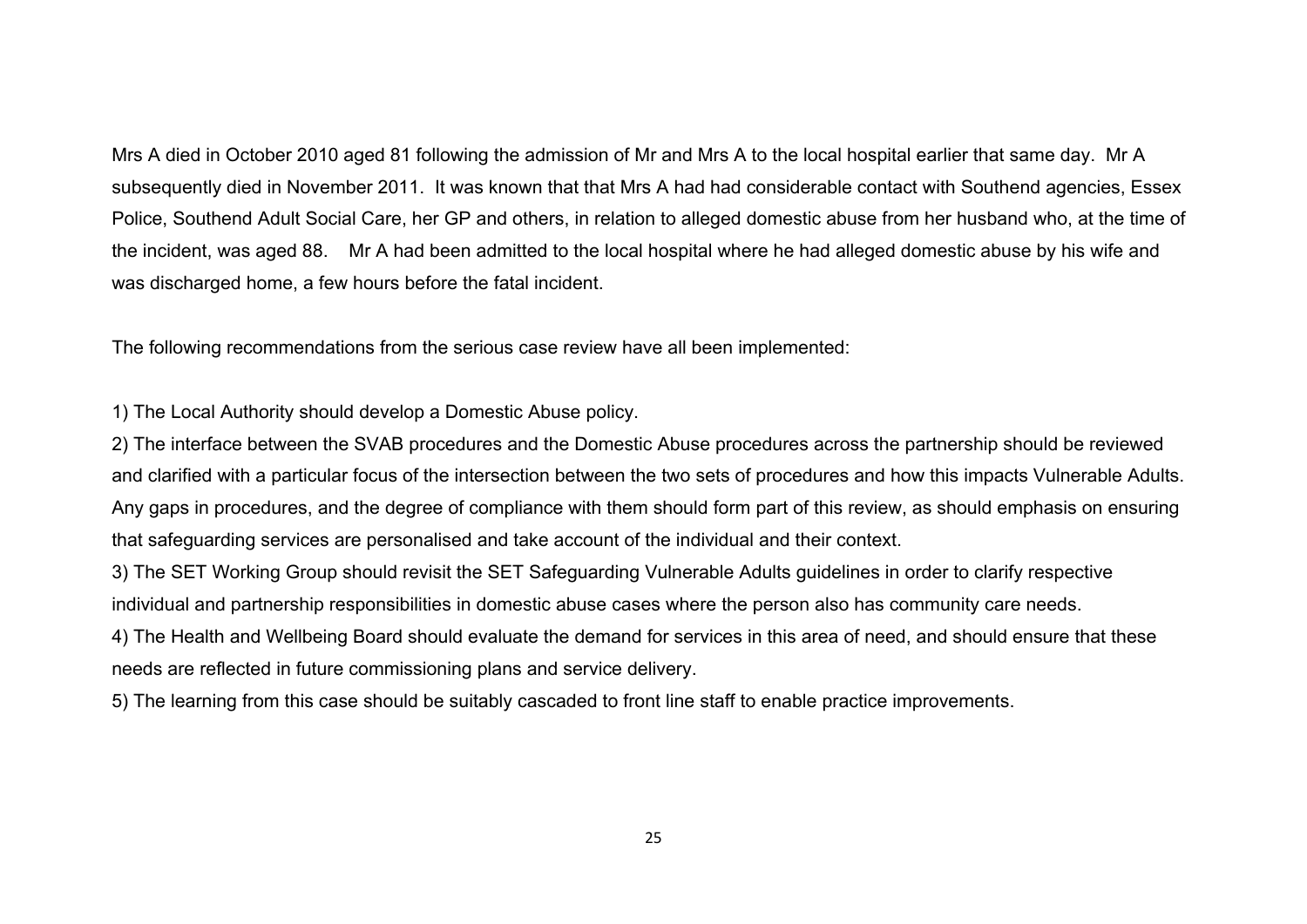Mrs A died in October 2010 aged 81 following the admission of Mr and Mrs A to the local hospital earlier that same day. Mr A subsequently died in November 2011. It was known that that Mrs A had had considerable contact with Southend agencies, Essex Police, Southend Adult Social Care, her GP and others, in relation to alleged domestic abuse from her husband who, at the time of the incident, was aged 88. Mr A had been admitted to the local hospital where he had alleged domestic abuse by his wife and was discharged home, a few hours before the fatal incident.

The following recommendations from the serious case review have all been implemented:

1) The Local Authority should develop a Domestic Abuse policy.
2) The interface between the SVAB procedures and the Domestic Abuse procedures across the partnership should be reviewed and clarified with a particular focus of the intersection between the two sets of procedures and how this impacts Vulnerable Adults. Any gaps in procedures, and the degree of compliance with them should form part of this review, as should emphasis on ensuring that safeguarding services are personalised and take account of the individual and their context.
3) The SET Working Group should revisit the SET Safeguarding Vulnerable Adults guidelines in order to clarify respective individual and partnership responsibilities in domestic abuse cases where the person also has community care needs.
4) The Health and Wellbeing Board should evaluate the demand for services in this area of need, and should ensure that these needs are reflected in future commissioning plans and service delivery.
5) The learning from this case should be suitably cascaded to front line staff to enable practice improvements.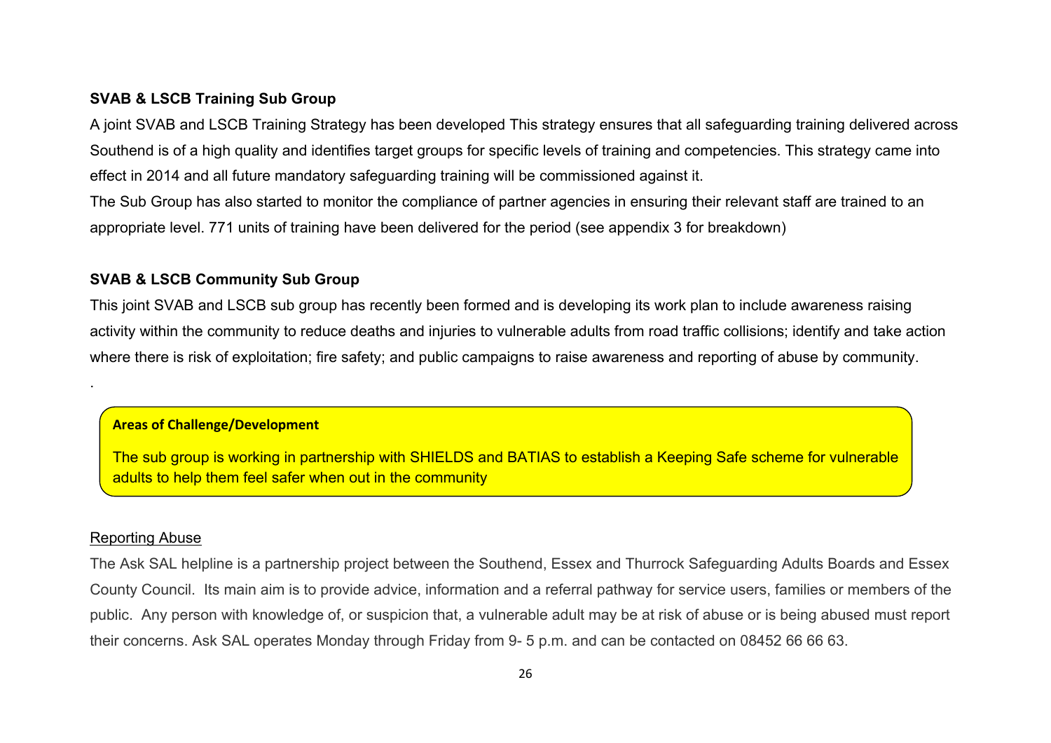**SVAB & LSCB Training Sub Group**

A joint SVAB and LSCB Training Strategy has been developed This strategy ensures that all safeguarding training delivered across Southend is of a high quality and identifies target groups for specific levels of training and competencies. This strategy came into effect in 2014 and all future mandatory safeguarding training will be commissioned against it.

The Sub Group has also started to monitor the compliance of partner agencies in ensuring their relevant staff are trained to an appropriate level. 771 units of training have been delivered for the period (see appendix 3 for breakdown)

**SVAB & LSCB Community Sub Group**

This joint SVAB and LSCB sub group has recently been formed and is developing its work plan to include awareness raising activity within the community to reduce deaths and injuries to vulnerable adults from road traffic collisions; identify and take action where there is risk of exploitation; fire safety; and public campaigns to raise awareness and reporting of abuse by community.

.

**Areas of Challenge/Development**

The sub group is working in partnership with SHIELDS and BATIAS to establish a Keeping Safe scheme for vulnerable adults to help them feel safer when out in the community

<u>Reporting Abuse</u>

The Ask SAL helpline is a partnership project between the Southend, Essex and Thurrock Safeguarding Adults Boards and Essex County Council. Its main aim is to provide advice, information and a referral pathway for service users, families or members of the public. Any person with knowledge of, or suspicion that, a vulnerable adult may be at risk of abuse or is being abused must report their concerns. Ask SAL operates Monday through Friday from 9- 5 p.m. and can be contacted on 08452 66 66 63.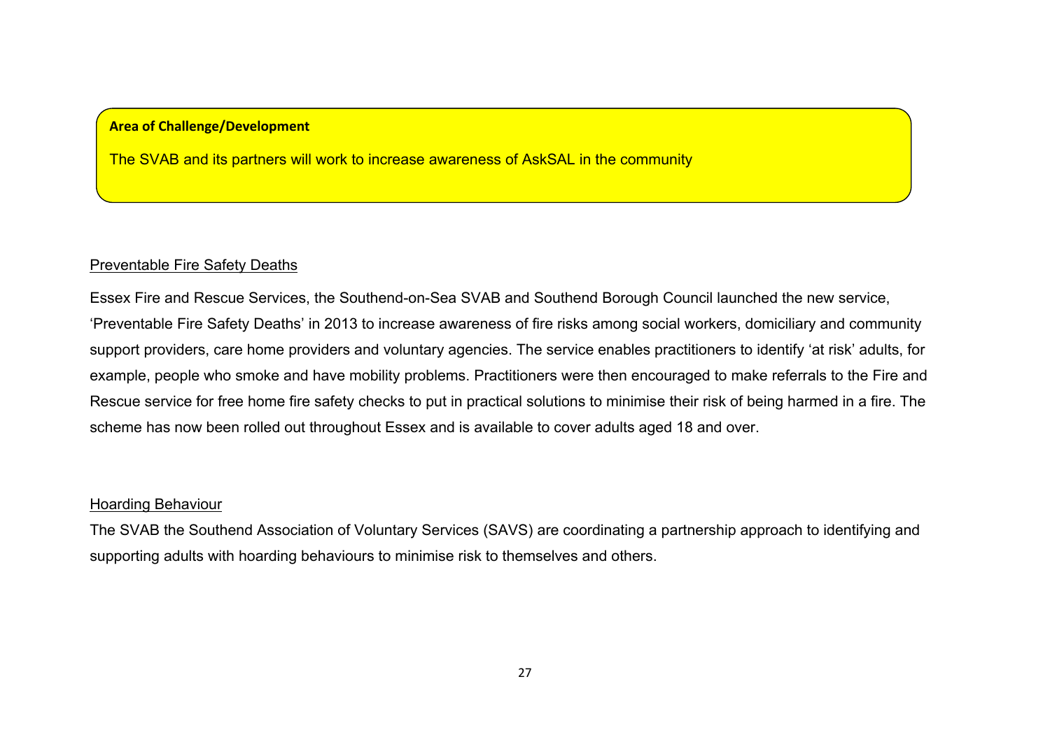**Area of Challenge/Development**

The SVAB and its partners will work to increase awareness of AskSAL in the community

Preventable Fire Safety Deaths

Essex Fire and Rescue Services, the Southend-on-Sea SVAB and Southend Borough Council launched the new service, 'Preventable Fire Safety Deaths' in 2013 to increase awareness of fire risks among social workers, domiciliary and community support providers, care home providers and voluntary agencies. The service enables practitioners to identify 'at risk' adults, for example, people who smoke and have mobility problems. Practitioners were then encouraged to make referrals to the Fire and Rescue service for free home fire safety checks to put in practical solutions to minimise their risk of being harmed in a fire. The scheme has now been rolled out throughout Essex and is available to cover adults aged 18 and over.

Hoarding Behaviour

The SVAB the Southend Association of Voluntary Services (SAVS) are coordinating a partnership approach to identifying and supporting adults with hoarding behaviours to minimise risk to themselves and others.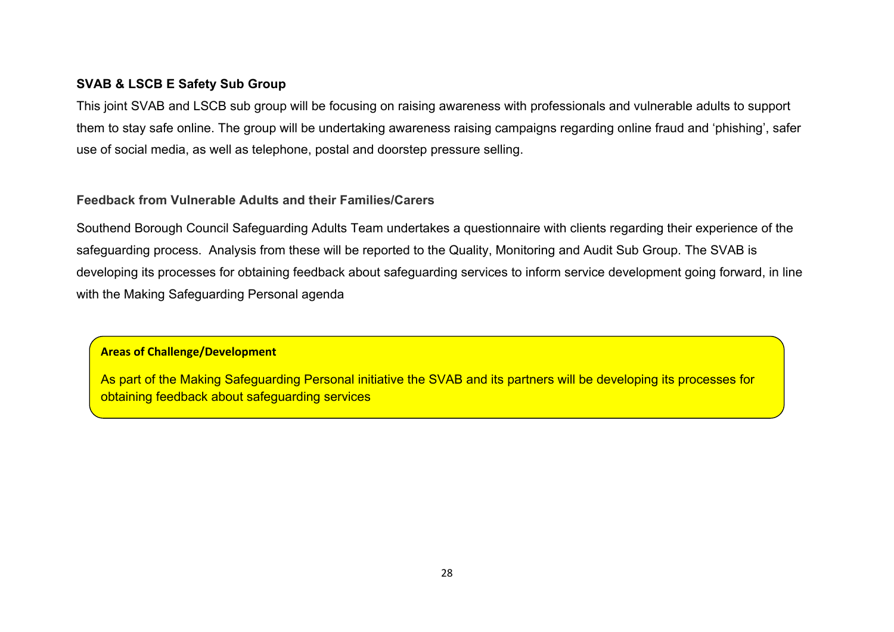**SVAB & LSCB E Safety Sub Group**

This joint SVAB and LSCB sub group will be focusing on raising awareness with professionals and vulnerable adults to support them to stay safe online. The group will be undertaking awareness raising campaigns regarding online fraud and 'phishing', safer use of social media, as well as telephone, postal and doorstep pressure selling.

**Feedback from Vulnerable Adults and their Families/Carers**

Southend Borough Council Safeguarding Adults Team undertakes a questionnaire with clients regarding their experience of the safeguarding process. Analysis from these will be reported to the Quality, Monitoring and Audit Sub Group. The SVAB is developing its processes for obtaining feedback about safeguarding services to inform service development going forward, in line with the Making Safeguarding Personal agenda

**Areas of Challenge/Development**

As part of the Making Safeguarding Personal initiative the SVAB and its partners will be developing its processes for obtaining feedback about safeguarding services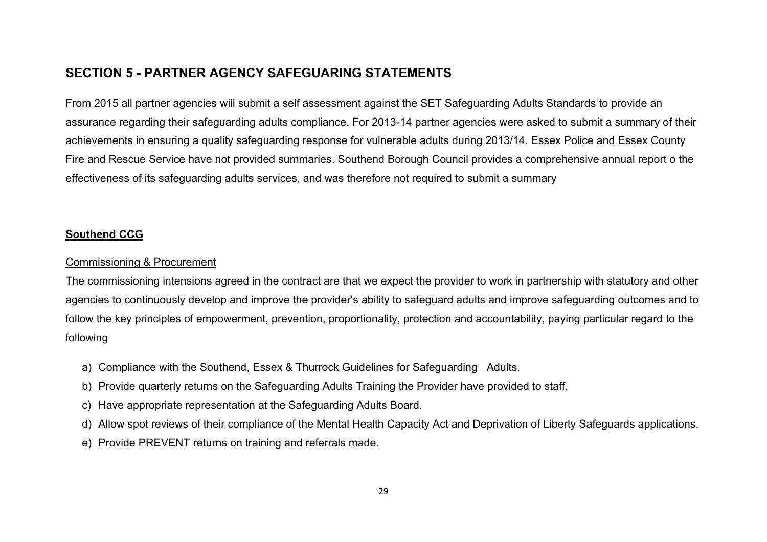## SECTION 5 - PARTNER AGENCY SAFEGUARING STATEMENTS

From 2015 all partner agencies will submit a self assessment against the SET Safeguarding Adults Standards to provide an assurance regarding their safeguarding adults compliance. For 2013-14 partner agencies were asked to submit a summary of their achievements in ensuring a quality safeguarding response for vulnerable adults during 2013/14. Essex Police and Essex County Fire and Rescue Service have not provided summaries. Southend Borough Council provides a comprehensive annual report o the effectiveness of its safeguarding adults services, and was therefore not required to submit a summary

### Southend CCG

Commissioning & Procurement

The commissioning intensions agreed in the contract are that we expect the provider to work in partnership with statutory and other agencies to continuously develop and improve the provider's ability to safeguard adults and improve safeguarding outcomes and to follow the key principles of empowerment, prevention, proportionality, protection and accountability, paying particular regard to the following

a) Compliance with the Southend, Essex & Thurrock Guidelines for Safeguarding Adults.
b) Provide quarterly returns on the Safeguarding Adults Training the Provider have provided to staff.
c) Have appropriate representation at the Safeguarding Adults Board.
d) Allow spot reviews of their compliance of the Mental Health Capacity Act and Deprivation of Liberty Safeguards applications.
e) Provide PREVENT returns on training and referrals made.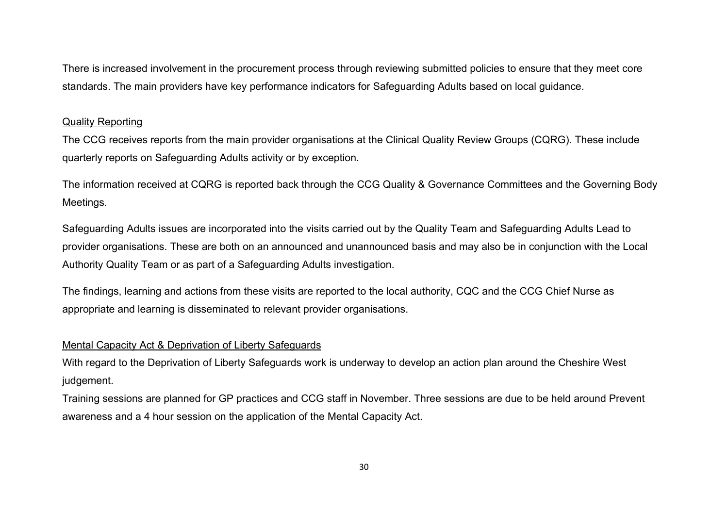There is increased involvement in the procurement process through reviewing submitted policies to ensure that they meet core standards. The main providers have key performance indicators for Safeguarding Adults based on local guidance.

<u>Quality Reporting</u>

The CCG receives reports from the main provider organisations at the Clinical Quality Review Groups (CQRG). These include quarterly reports on Safeguarding Adults activity or by exception.

The information received at CQRG is reported back through the CCG Quality & Governance Committees and the Governing Body Meetings.

Safeguarding Adults issues are incorporated into the visits carried out by the Quality Team and Safeguarding Adults Lead to provider organisations. These are both on an announced and unannounced basis and may also be in conjunction with the Local Authority Quality Team or as part of a Safeguarding Adults investigation.

The findings, learning and actions from these visits are reported to the local authority, CQC and the CCG Chief Nurse as appropriate and learning is disseminated to relevant provider organisations.

<u>Mental Capacity Act & Deprivation of Liberty Safeguards</u>

With regard to the Deprivation of Liberty Safeguards work is underway to develop an action plan around the Cheshire West judgement.

Training sessions are planned for GP practices and CCG staff in November. Three sessions are due to be held around Prevent awareness and a 4 hour session on the application of the Mental Capacity Act.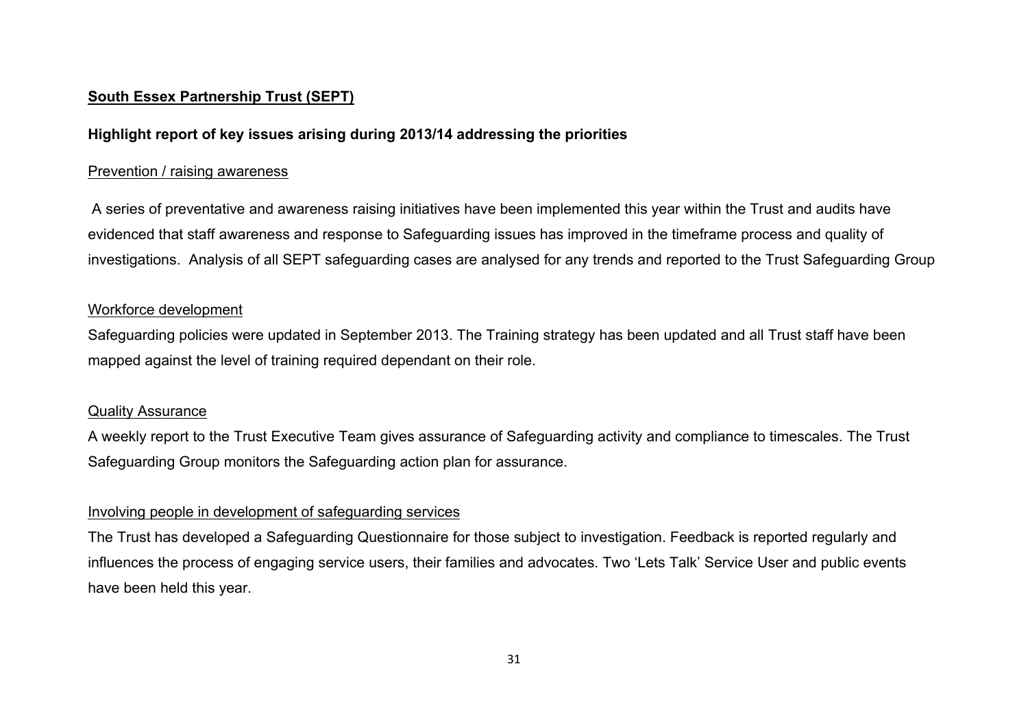**South Essex Partnership Trust (SEPT)**

**Highlight report of key issues arising during 2013/14 addressing the priorities**

Prevention / raising awareness

A series of preventative and awareness raising initiatives have been implemented this year within the Trust and audits have evidenced that staff awareness and response to Safeguarding issues has improved in the timeframe process and quality of investigations. Analysis of all SEPT safeguarding cases are analysed for any trends and reported to the Trust Safeguarding Group

Workforce development

Safeguarding policies were updated in September 2013. The Training strategy has been updated and all Trust staff have been mapped against the level of training required dependant on their role.

Quality Assurance

A weekly report to the Trust Executive Team gives assurance of Safeguarding activity and compliance to timescales. The Trust Safeguarding Group monitors the Safeguarding action plan for assurance.

Involving people in development of safeguarding services

The Trust has developed a Safeguarding Questionnaire for those subject to investigation. Feedback is reported regularly and influences the process of engaging service users, their families and advocates. Two 'Lets Talk' Service User and public events have been held this year.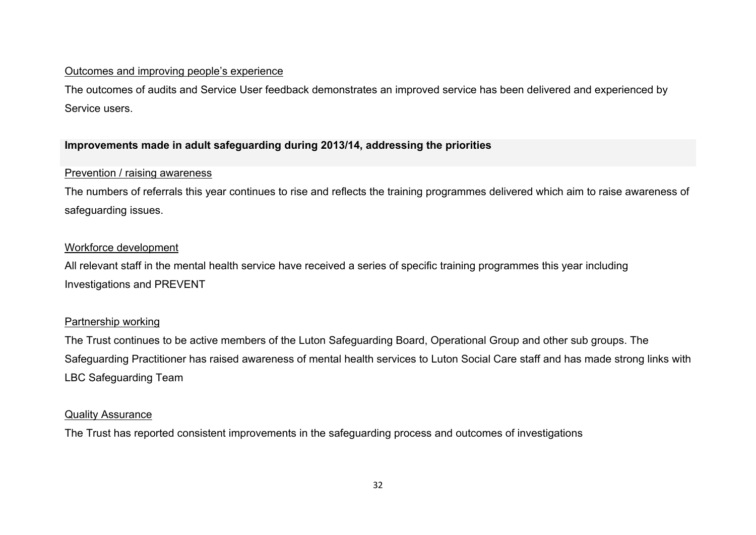<u>Outcomes and improving people's experience</u>

The outcomes of audits and Service User feedback demonstrates an improved service has been delivered and experienced by Service users.

**Improvements made in adult safeguarding during 2013/14, addressing the priorities**

<u>Prevention / raising awareness</u>

The numbers of referrals this year continues to rise and reflects the training programmes delivered which aim to raise awareness of safeguarding issues.

<u>Workforce development</u>

All relevant staff in the mental health service have received a series of specific training programmes this year including Investigations and PREVENT

<u>Partnership working</u>

The Trust continues to be active members of the Luton Safeguarding Board, Operational Group and other sub groups. The Safeguarding Practitioner has raised awareness of mental health services to Luton Social Care staff and has made strong links with LBC Safeguarding Team

<u>Quality Assurance</u>

The Trust has reported consistent improvements in the safeguarding process and outcomes of investigations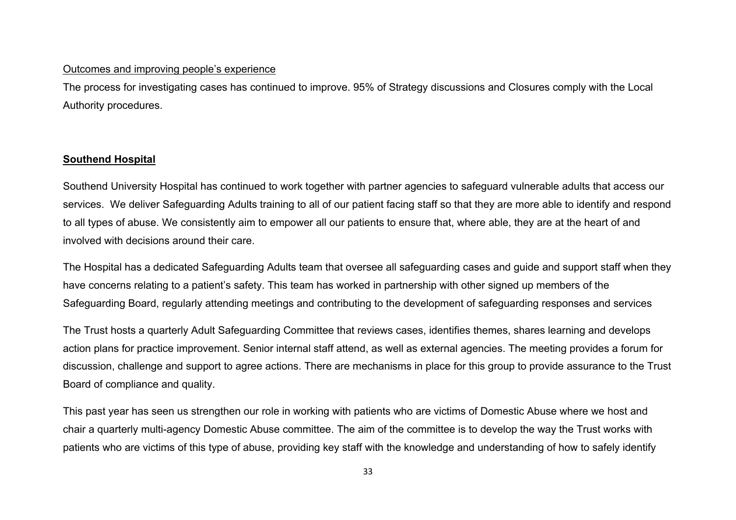Outcomes and improving people's experience

The process for investigating cases has continued to improve. 95% of Strategy discussions and Closures comply with the Local Authority procedures.

## Southend Hospital

Southend University Hospital has continued to work together with partner agencies to safeguard vulnerable adults that access our services. We deliver Safeguarding Adults training to all of our patient facing staff so that they are more able to identify and respond to all types of abuse. We consistently aim to empower all our patients to ensure that, where able, they are at the heart of and involved with decisions around their care.

The Hospital has a dedicated Safeguarding Adults team that oversee all safeguarding cases and guide and support staff when they have concerns relating to a patient's safety. This team has worked in partnership with other signed up members of the Safeguarding Board, regularly attending meetings and contributing to the development of safeguarding responses and services

The Trust hosts a quarterly Adult Safeguarding Committee that reviews cases, identifies themes, shares learning and develops action plans for practice improvement. Senior internal staff attend, as well as external agencies. The meeting provides a forum for discussion, challenge and support to agree actions. There are mechanisms in place for this group to provide assurance to the Trust Board of compliance and quality.

This past year has seen us strengthen our role in working with patients who are victims of Domestic Abuse where we host and chair a quarterly multi-agency Domestic Abuse committee. The aim of the committee is to develop the way the Trust works with patients who are victims of this type of abuse, providing key staff with the knowledge and understanding of how to safely identify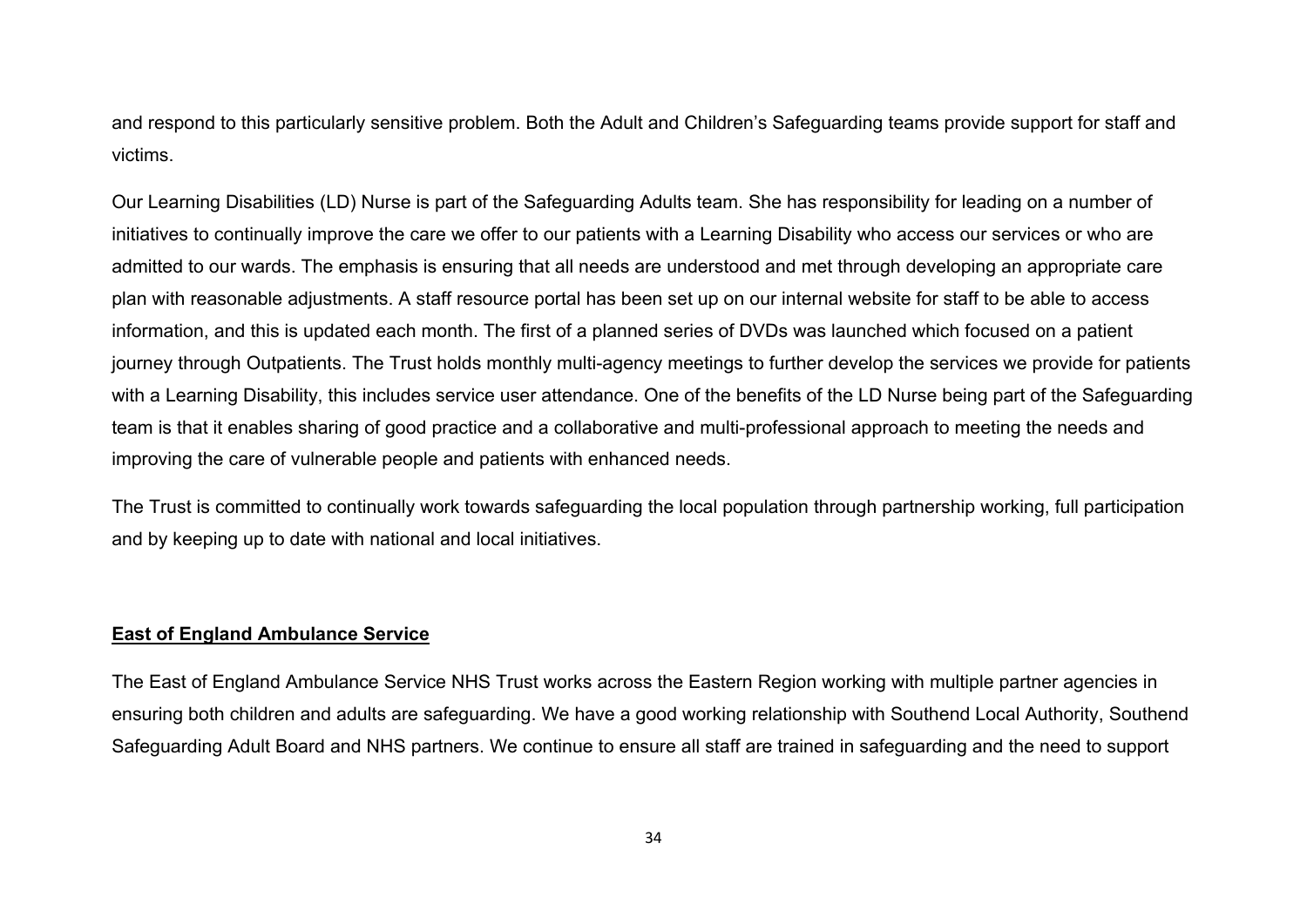and respond to this particularly sensitive problem. Both the Adult and Children's Safeguarding teams provide support for staff and victims.

Our Learning Disabilities (LD) Nurse is part of the Safeguarding Adults team. She has responsibility for leading on a number of initiatives to continually improve the care we offer to our patients with a Learning Disability who access our services or who are admitted to our wards. The emphasis is ensuring that all needs are understood and met through developing an appropriate care plan with reasonable adjustments. A staff resource portal has been set up on our internal website for staff to be able to access information, and this is updated each month. The first of a planned series of DVDs was launched which focused on a patient journey through Outpatients. The Trust holds monthly multi-agency meetings to further develop the services we provide for patients with a Learning Disability, this includes service user attendance. One of the benefits of the LD Nurse being part of the Safeguarding team is that it enables sharing of good practice and a collaborative and multi-professional approach to meeting the needs and improving the care of vulnerable people and patients with enhanced needs.

The Trust is committed to continually work towards safeguarding the local population through partnership working, full participation and by keeping up to date with national and local initiatives.

**East of England Ambulance Service**

The East of England Ambulance Service NHS Trust works across the Eastern Region working with multiple partner agencies in ensuring both children and adults are safeguarding. We have a good working relationship with Southend Local Authority, Southend Safeguarding Adult Board and NHS partners. We continue to ensure all staff are trained in safeguarding and the need to support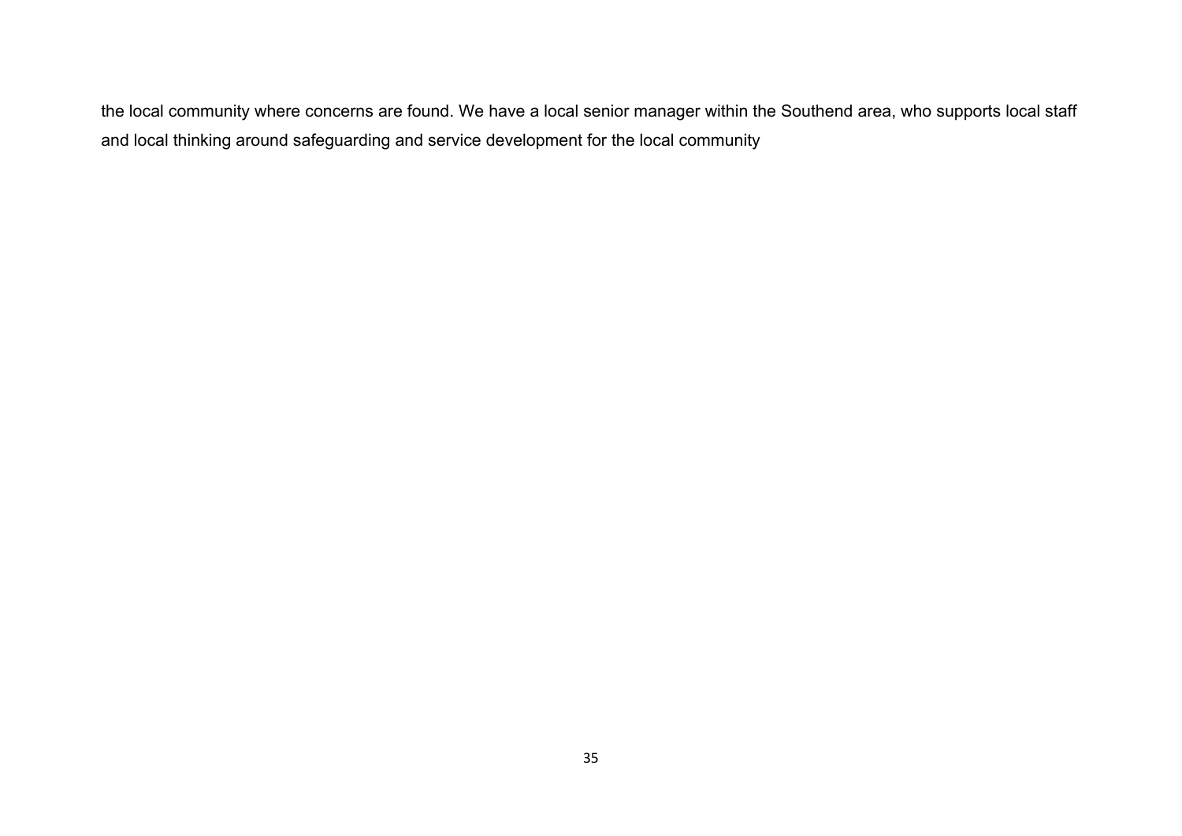the local community where concerns are found. We have a local senior manager within the Southend area, who supports local staff and local thinking around safeguarding and service development for the local community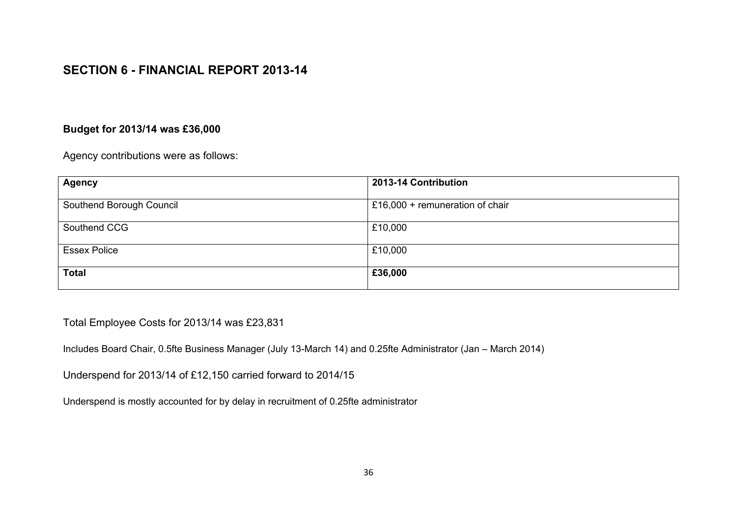## SECTION 6 - FINANCIAL REPORT 2013-14

**Budget for 2013/14 was £36,000**

Agency contributions were as follows:

| Agency | 2013-14 Contribution |
| --- | --- |
| Southend Borough Council | £16,000 + remuneration of chair |
| Southend CCG | £10,000 |
| Essex Police | £10,000 |
| **Total** | **£36,000** |

Total Employee Costs for 2013/14 was £23,831

Includes Board Chair, 0.5fte Business Manager (July 13-March 14) and 0.25fte Administrator (Jan – March 2014)

Underspend for 2013/14 of £12,150 carried forward to 2014/15

Underspend is mostly accounted for by delay in recruitment of 0.25fte administrator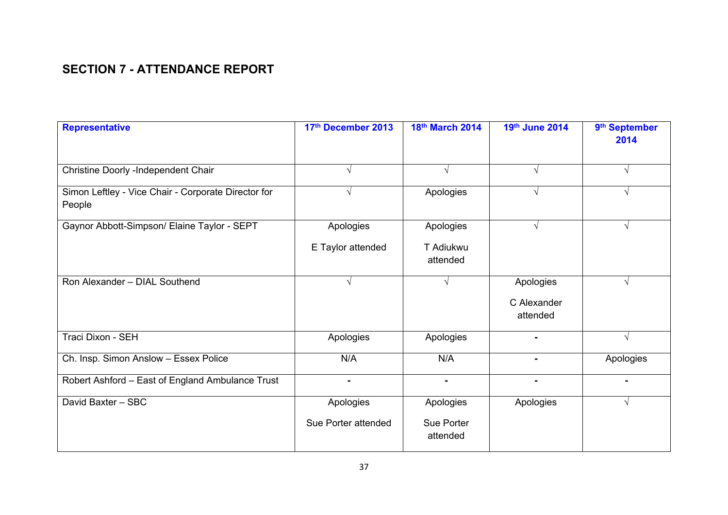## SECTION 7 - ATTENDANCE REPORT

| Representative | 17th December 2013 | 18th March 2014 | 19th June 2014 | 9th September 2014 |
|---|---|---|---|---|
| Christine Doorly -Independent Chair | √ | √ | √ | √ |
| Simon Leftley - Vice Chair - Corporate Director for People | √ | Apologies | √ | √ |
| Gaynor Abbott-Simpson/ Elaine Taylor - SEPT | Apologies<br><br>E Taylor attended | Apologies<br><br>T Adiukwu attended | √ | √ |
| Ron Alexander – DIAL Southend | √ | √ | Apologies<br><br>C Alexander attended | √ |
| Traci Dixon - SEH | Apologies | Apologies | - | √ |
| Ch. Insp. Simon Anslow – Essex Police | N/A | N/A | - | Apologies |
| Robert Ashford – East of England Ambulance Trust | - | - | - | - |
| David Baxter – SBC | Apologies<br><br>Sue Porter attended | Apologies<br><br>Sue Porter attended | Apologies | √ |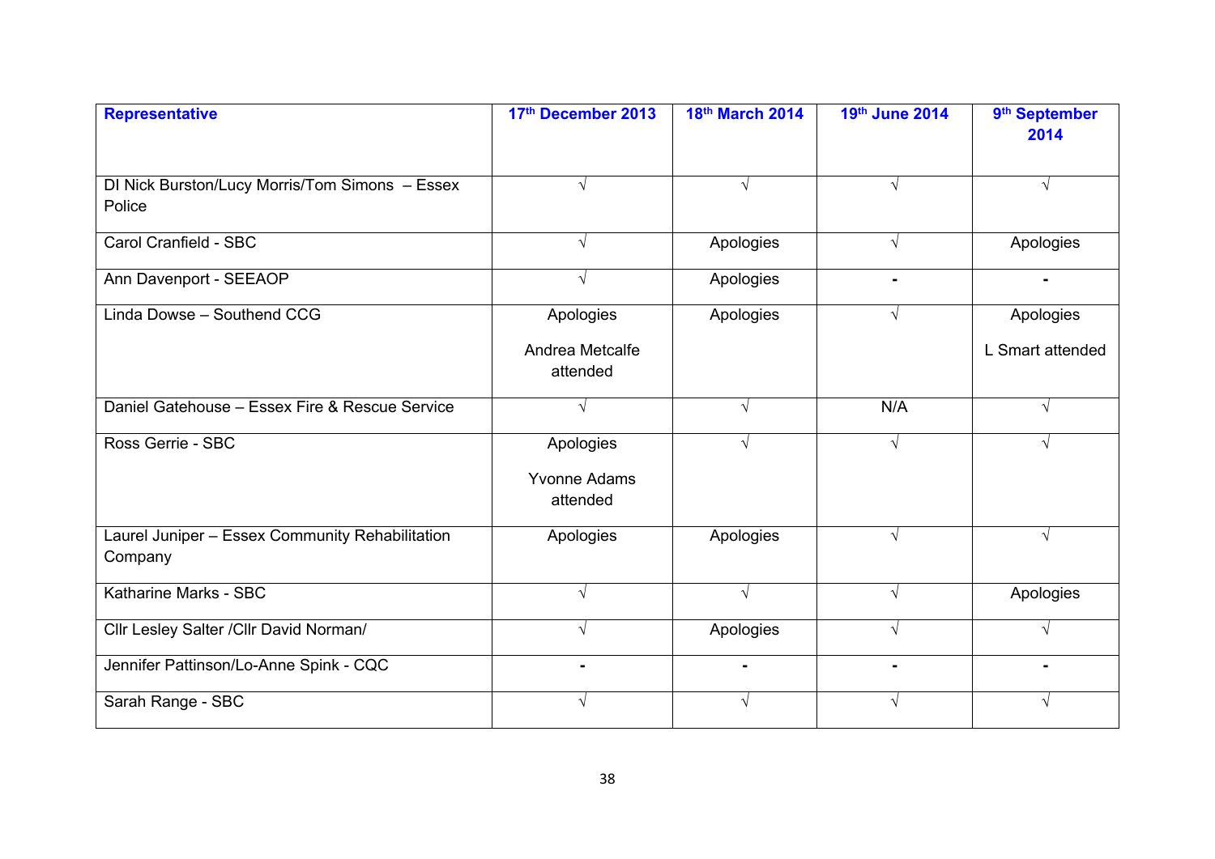| Representative | 17th December 2013 | 18th March 2014 | 19th June 2014 | 9th September 2014 |
|---|---|---|---|---|
| DI Nick Burston/Lucy Morris/Tom Simons – Essex Police | √ | √ | √ | √ |
| Carol Cranfield - SBC | √ | Apologies | √ | Apologies |
| Ann Davenport - SEEAOP | √ | Apologies | - | - |
| Linda Dowse – Southend CCG | Apologies Andrea Metcalfe attended | Apologies | √ | Apologies L Smart attended |
| Daniel Gatehouse – Essex Fire & Rescue Service | √ | √ | N/A | √ |
| Ross Gerrie - SBC | Apologies Yvonne Adams attended | √ | √ | √ |
| Laurel Juniper – Essex Community Rehabilitation Company | Apologies | Apologies | √ | √ |
| Katharine Marks - SBC | √ | √ | √ | Apologies |
| Cllr Lesley Salter /Cllr David Norman/ | √ | Apologies | √ | √ |
| Jennifer Pattinson/Lo-Anne Spink - CQC | - | - | - | - |
| Sarah Range - SBC | √ | √ | √ | √ |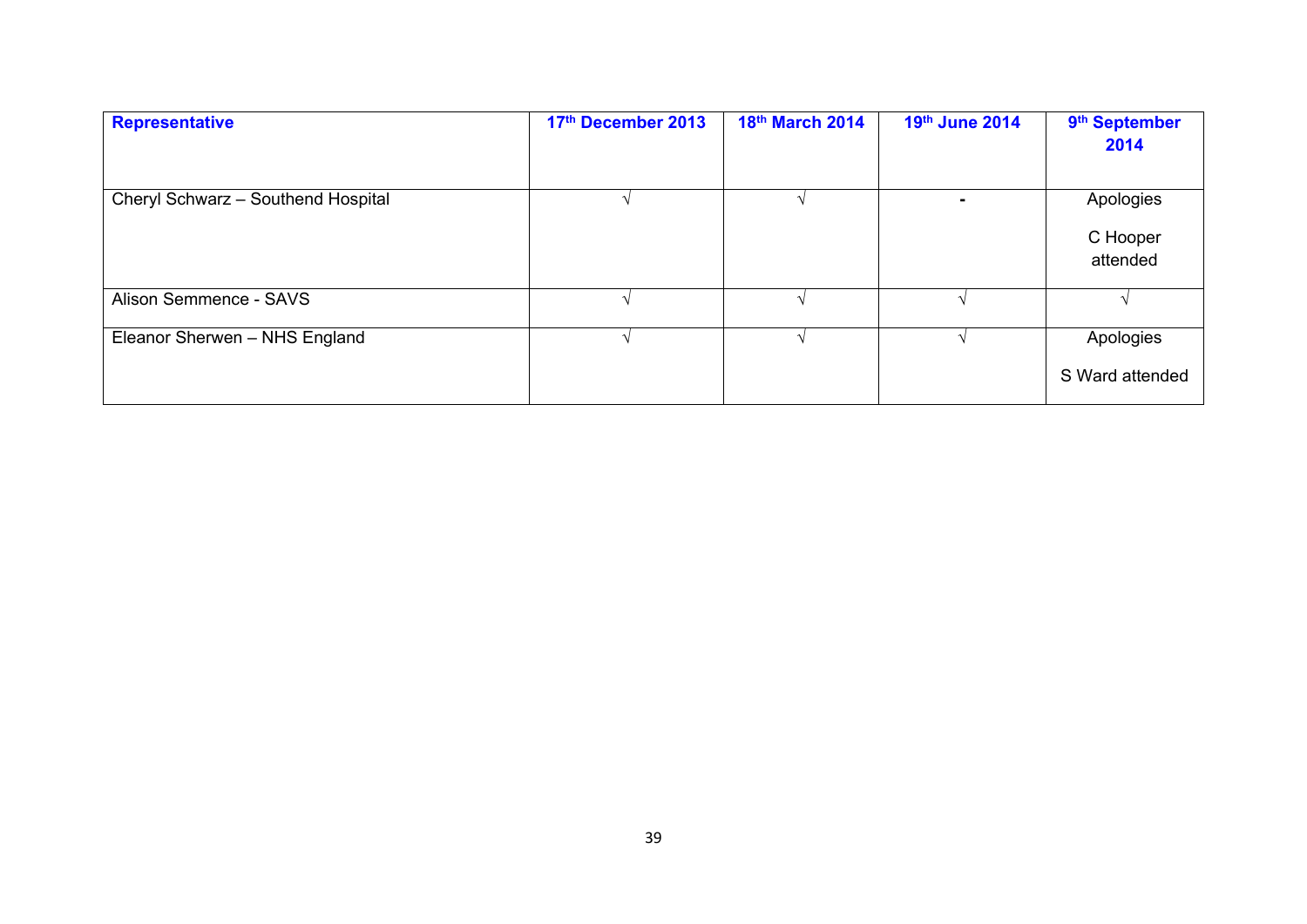| Representative | 17th December 2013 | 18th March 2014 | 19th June 2014 | 9th September 2014 |
| --- | --- | --- | --- | --- |
| Cheryl Schwarz – Southend Hospital | √ | √ | - | Apologies C Hooper attended |
| Alison Semmence - SAVS | √ | √ | √ | √ |
| Eleanor Sherwen – NHS England | √ | √ | √ | Apologies S Ward attended |